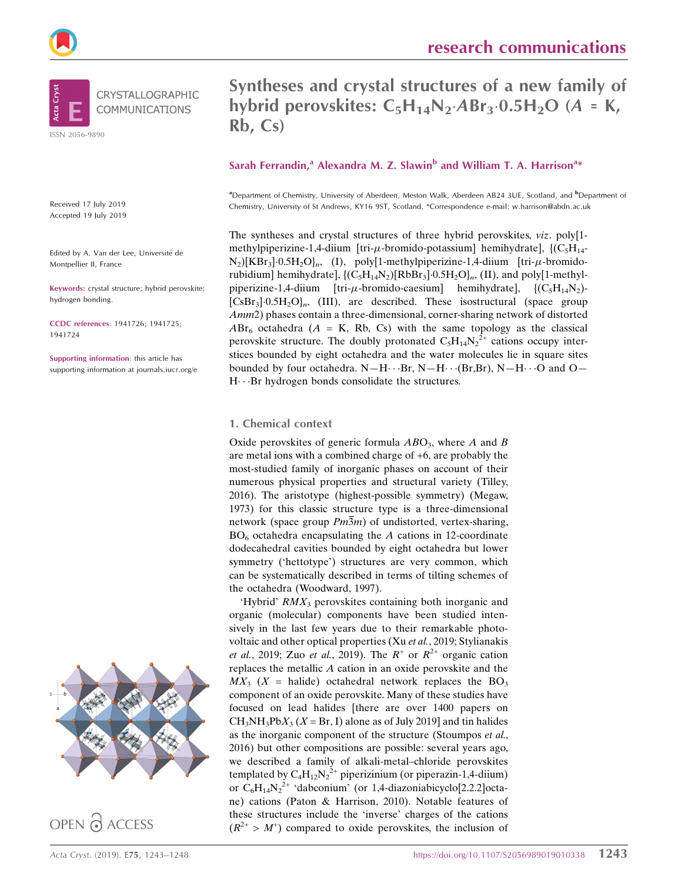# Syntheses and crystal structures of a new family of hybrid perovskites: $C_5H_{14}N_2{\cdot}ABr_3{\cdot}0.5H_2O$ (*A* = K, Rb, Cs)

**Sarah Ferrandin,[a] Alexandra M. Z. Slawin[b] and William T. A. Harrison[a]***

[a]Department of Chemistry, University of Aberdeen, Meston Walk, Aberdeen AB24 3UE, Scotland, and [b]Department of Chemistry, University of St Andrews, KY16 9ST, Scotland. *Correspondence e-mail: w.harrison@abdn.ac.uk

Received 17 July 2019
Accepted 19 July 2019

Edited by A. Van der Lee, Université de Montpellier II, France

**Keywords:** crystal structure; hybrid perovskite; hydrogen bonding.

**CCDC references:** 1941726; 1941725; 1941724

**Supporting information:** this article has supporting information at journals.iucr.org/e

The syntheses and crystal structures of three hybrid perovskites, *viz*. poly[1-methylpiperizine-1,4-diium [tri-$\mu$-bromido-potassium] hemihydrate], $\{(C_5H_{14}N_2)[KBr_3]{\cdot}0.5H_2O\}_n$, (I), poly[1-methylpiperizine-1,4-diium [tri-$\mu$-bromido-rubidium] hemihydrate], $\{(C_5H_{14}N_2)[RbBr_3]{\cdot}0.5H_2O\}_n$, (II), and poly[1-methylpiperizine-1,4-diium [tri-$\mu$-bromido-caesium] hemihydrate], $\{(C_5H_{14}N_2)[CsBr_3]{\cdot}0.5H_2O\}_n$, (III), are described. These isostructural (space group *Amm*2) phases contain a three-dimensional, corner-sharing network of distorted $ABr_6$ octahedra (*A* = K, Rb, Cs) with the same topology as the classical perovskite structure. The doubly protonated $C_5H_{14}N_2^{2+}$ cations occupy interstices bounded by eight octahedra and the water molecules lie in square sites bounded by four octahedra. N—H$\cdots$Br, N—H$\cdots$(Br,Br), N—H$\cdots$O and O—H$\cdots$Br hydrogen bonds consolidate the structures.

## 1. Chemical context

Oxide perovskites of generic formula $ABO_3$, where *A* and *B* are metal ions with a combined charge of +6, are probably the most-studied family of inorganic phases on account of their numerous physical properties and structural variety (Tilley, 2016). The aristotype (highest-possible symmetry) (Megaw, 1973) for this classic structure type is a three-dimensional network (space group $Pm\overline{3}m$) of undistorted, vertex-sharing, $BO_6$ octahedra encapsulating the *A* cations in 12-coordinate dodecahedral cavities bounded by eight octahedra but lower symmetry ('hettotype') structures are very common, which can be systematically described in terms of tilting schemes of the octahedra (Woodward, 1997).

'Hybrid' $RMX_3$ perovskites containing both inorganic and organic (molecular) components have been studied intensively in the last few years due to their remarkable photovoltaic and other optical properties (Xu *et al.*, 2019; Stylianakis *et al.*, 2019; Zuo *et al.*, 2019). The $R^+$ or $R^{2+}$ organic cation replaces the metallic *A* cation in an oxide perovskite and the $MX_3$ (*X* = halide) octahedral network replaces the $BO_3$ component of an oxide perovskite. Many of these studies have focused on lead halides [there are over 1400 papers on $CH_3NH_3PbX_3$ (*X* = Br, I) alone as of July 2019] and tin halides as the inorganic component of the structure (Stoumpos *et al.*, 2016) but other compositions are possible: several years ago, we described a family of alkali-metal–chloride perovskites templated by $C_4H_{12}N_2^{2+}$ piperizinium (or piperazin-1,4-diium) or $C_6H_{14}N_2^{2+}$ 'dabconium' (or 1,4-diazoniabicyclo[2.2.2]octane) cations (Paton & Harrison, 2010). Notable features of these structures include the 'inverse' charges of the cations ($R^{2+} > M^+$) compared to oxide perovskites, the inclusion of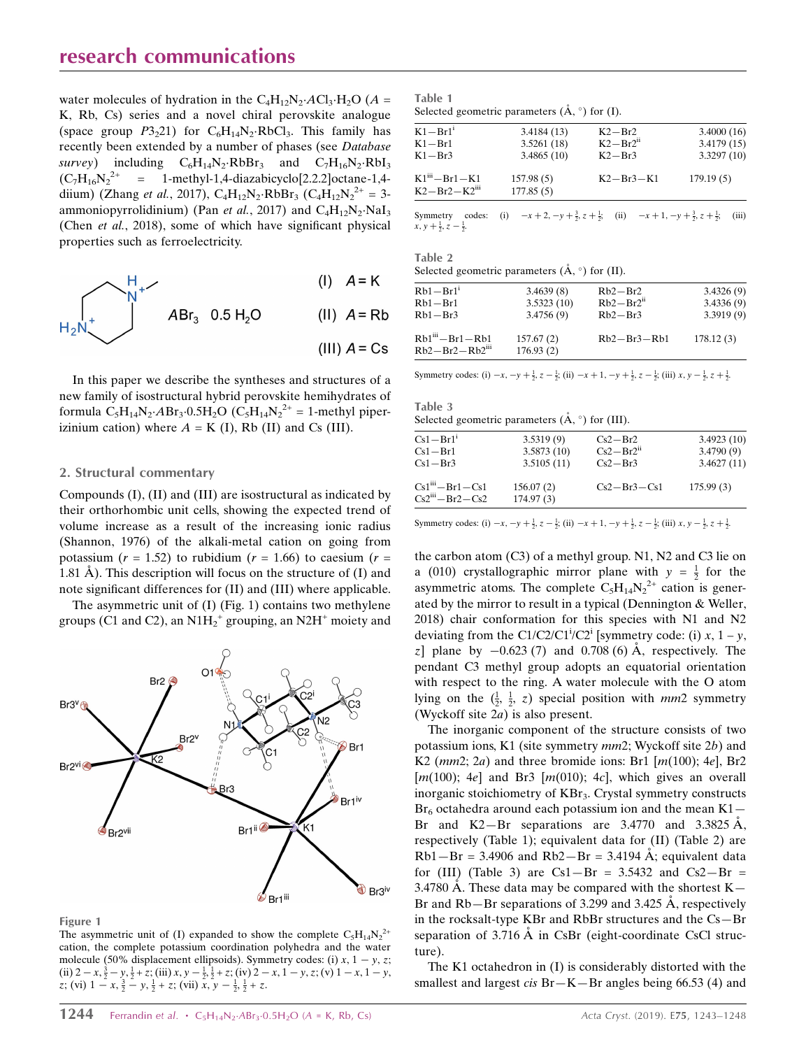water molecules of hydration in the $C_4H_{12}N_2{\cdot}ACl_3{\cdot}H_2O$ ($A$ = K, Rb, Cs) series and a novel chiral perovskite analogue (space group $P3_221$) for $C_6H_{14}N_2{\cdot}RbCl_3$. This family has recently been extended by a number of phases (see *Database survey*) including $C_6H_{14}N_2{\cdot}RbBr_3$ and $C_7H_{16}N_2{\cdot}RbI_3$ ($C_7H_{16}N_2^{2+}$ = 1-methyl-1,4-diazabicyclo[2.2.2]octane-1,4-diium) (Zhang *et al.*, 2017), $C_4H_{12}N_2{\cdot}RbBr_3$ ($C_4H_{12}N_2^{2+}$ = 3-ammoniopyrrolidinium) (Pan *et al.*, 2017) and $C_4H_{12}N_2{\cdot}NaI_3$ (Chen *et al.*, 2018), some of which have significant physical properties such as ferroelectricity.

$ABr_3$ 0.5 $H_2O$ (I) $A$ = K (II) $A$ = Rb (III) $A$ = Cs

In this paper we describe the syntheses and structures of a new family of isostructural hybrid perovskite hemihydrates of formula $C_5H_{14}N_2{\cdot}ABr_3{\cdot}0.5H_2O$ ($C_5H_{14}N_2^{2+}$ = 1-methyl piperizinium cation) where $A$ = K (I), Rb (II) and Cs (III).

## 2. Structural commentary

Compounds (I), (II) and (III) are isostructural as indicated by their orthorhombic unit cells, showing the expected trend of volume increase as a result of the increasing ionic radius (Shannon, 1976) of the alkali-metal cation on going from potassium ($r$ = 1.52) to rubidium ($r$ = 1.66) to caesium ($r$ = 1.81 Å). This description will focus on the structure of (I) and note significant differences for (II) and (III) where applicable.

The asymmetric unit of (I) (Fig. 1) contains two methylene groups (C1 and C2), an $N1H_2^+$ grouping, an $N2H^+$ moiety and

Figure 1

The asymmetric unit of (I) expanded to show the complete $C_5H_{14}N_2^{2+}$ cation, the complete potassium coordination polyhedra and the water molecule (50% displacement ellipsoids). Symmetry codes: (i) $x, 1-y, z$; (ii) $2-x, \frac{3}{2}-y, \frac{1}{2}+z$; (iii) $x, y-\frac{1}{2}, \frac{1}{2}+z$; (iv) $2-x, 1-y, z$; (v) $1-x, 1-y, z$; (vi) $1-x, \frac{3}{2}-y, \frac{1}{2}+z$; (vii) $x, y-\frac{1}{2}, \frac{1}{2}+z$.

Table 1
Selected geometric parameters (Å, °) for (I).

| | | | |
|---|---|---|---|
| K1—Br1[i] | 3.4184 (13) | K2—Br2 | 3.4000 (16) |
| K1—Br1 | 3.5261 (18) | K2—Br2[ii] | 3.4179 (15) |
| K1—Br3 | 3.4865 (10) | K2—Br3 | 3.3297 (10) |
| K1[iii]—Br1—K1 | 157.98 (5) | K2—Br3—K1 | 179.19 (5) |
| K2—Br2—K2[iii] | 177.85 (5) | | |

Symmetry codes: (i) $-x+2, -y+\frac{3}{2}, z+\frac{1}{2}$; (ii) $-x+1, -y+\frac{3}{2}, z+\frac{1}{2}$; (iii) $x, y+\frac{1}{2}, z-\frac{1}{2}$.

Table 2
Selected geometric parameters (Å, °) for (II).

| | | | |
|---|---|---|---|
| Rb1—Br1[i] | 3.4639 (8) | Rb2—Br2 | 3.4326 (9) |
| Rb1—Br1 | 3.5323 (10) | Rb2—Br2[ii] | 3.4336 (9) |
| Rb1—Br3 | 3.4756 (9) | Rb2—Br3 | 3.3919 (9) |
| Rb1[iii]—Br1—Rb1 | 157.67 (2) | Rb2—Br3—Rb1 | 178.12 (3) |
| Rb2—Br2—Rb2[iii] | 176.93 (2) | | |

Symmetry codes: (i) $-x, -y+\frac{1}{2}, z-\frac{1}{2}$; (ii) $-x+1, -y+\frac{1}{2}, z-\frac{1}{2}$; (iii) $x, y-\frac{1}{2}, z+\frac{1}{2}$.

Table 3
Selected geometric parameters (Å, °) for (III).

| | | | |
|---|---|---|---|
| Cs1—Br1[i] | 3.5319 (9) | Cs2—Br2 | 3.4923 (10) |
| Cs1—Br1 | 3.5873 (10) | Cs2—Br2[ii] | 3.4790 (9) |
| Cs1—Br3 | 3.5105 (11) | Cs2—Br3 | 3.4627 (11) |
| Cs1[iii]—Br1—Cs1 | 156.07 (2) | Cs2—Br3—Cs1 | 175.99 (3) |
| Cs2[iii]—Br2—Cs2 | 174.97 (3) | | |

Symmetry codes: (i) $-x, -y+\frac{1}{2}, z-\frac{1}{2}$; (ii) $-x+1, -y+\frac{1}{2}, z-\frac{1}{2}$; (iii) $x, y-\frac{1}{2}, z+\frac{1}{2}$.

the carbon atom (C3) of a methyl group. N1, N2 and C3 lie on a (010) crystallographic mirror plane with $y = \frac{1}{2}$ for the asymmetric atoms. The complete $C_5H_{14}N_2^{2+}$ cation is generated by the mirror to result in a typical (Dennington & Weller, 2018) chair conformation for this species with N1 and N2 deviating from the C1/C2/C1[i]/C2[i] [symmetry code: (i) $x, 1-y, z$] plane by −0.623 (7) and 0.708 (6) Å, respectively. The pendant C3 methyl group adopts an equatorial orientation with respect to the ring. A water molecule with the O atom lying on the ($\frac{1}{2}$, $\frac{1}{2}$, $z$) special position with $mm2$ symmetry (Wyckoff site $2a$) is also present.

The inorganic component of the structure consists of two potassium ions, K1 (site symmetry $mm2$; Wyckoff site $2b$) and K2 ($mm2$; $2a$) and three bromide ions: Br1 [$m$(100); $4e$], Br2 [$m$(100); $4e$] and Br3 [$m$(010); $4c$], which gives an overall inorganic stoichiometry of $KBr_3$. Crystal symmetry constructs $Br_6$ octahedra around each potassium ion and the mean K1—Br and K2—Br separations are 3.4770 and 3.3825 Å, respectively (Table 1); equivalent data for (II) (Table 2) are Rb1—Br = 3.4906 and Rb2—Br = 3.4194 Å; equivalent data for (III) (Table 3) are Cs1—Br = 3.5432 and Cs2—Br = 3.4780 Å. These data may be compared with the shortest K—Br and Rb—Br separations of 3.299 and 3.425 Å, respectively in the rocksalt-type KBr and RbBr structures and the Cs—Br separation of 3.716 Å in CsBr (eight-coordinate CsCl structure).

The K1 octahedron in (I) is considerably distorted with the smallest and largest *cis* Br—K—Br angles being 66.53 (4) and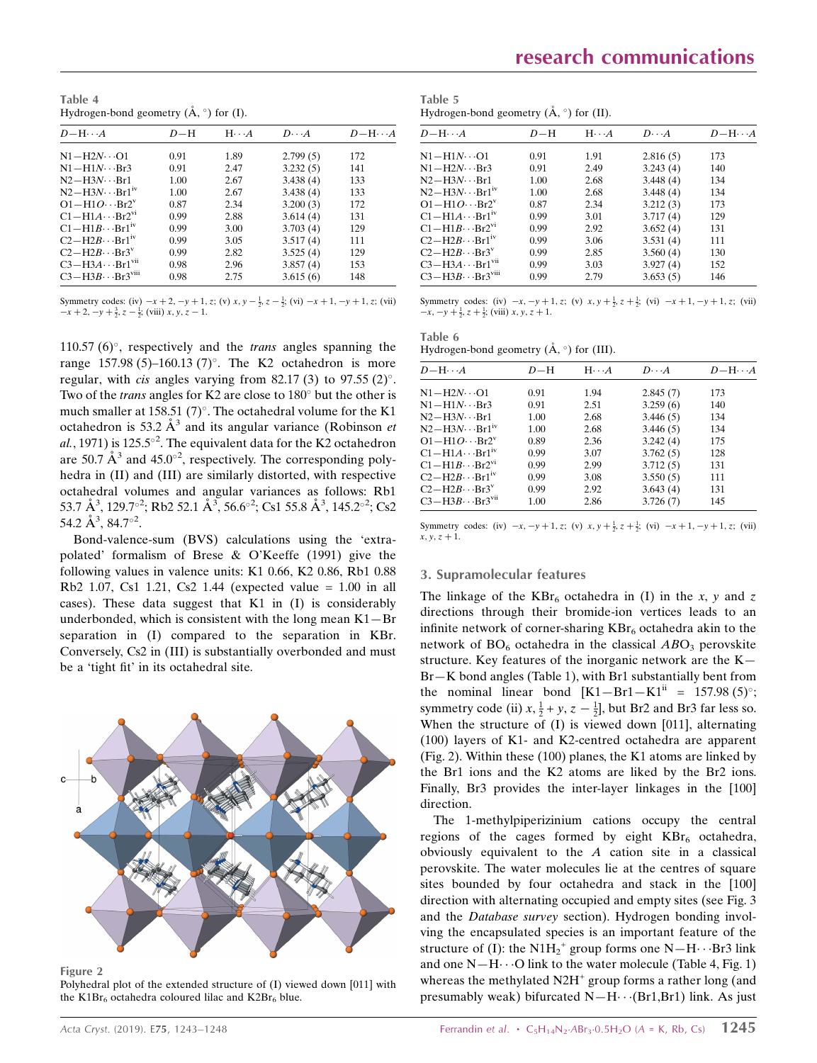**Table 4**
Hydrogen-bond geometry (Å, °) for (I).

| $D$—H$\cdots$$A$ | $D$—H | H$\cdots$$A$ | $D$$\cdots$$A$ | $D$—H$\cdots$$A$ |
|---|---|---|---|---|
| N1—H2$N$$\cdots$O1 | 0.91 | 1.89 | 2.799 (5) | 172 |
| N1—H1$N$$\cdots$Br3 | 0.91 | 2.47 | 3.232 (5) | 141 |
| N2—H3$N$$\cdots$Br1 | 1.00 | 2.67 | 3.438 (4) | 133 |
| N2—H3$N$$\cdots$Br1$^{iv}$ | 1.00 | 2.67 | 3.438 (4) | 133 |
| O1—H1$O$$\cdots$Br2$^{v}$ | 0.87 | 2.34 | 3.200 (3) | 172 |
| C1—H1$A$$\cdots$Br2$^{vi}$ | 0.99 | 2.88 | 3.614 (4) | 131 |
| C1—H1$B$$\cdots$Br1$^{iv}$ | 0.99 | 3.00 | 3.703 (4) | 129 |
| C2—H2$B$$\cdots$Br1$^{iv}$ | 0.99 | 3.05 | 3.517 (4) | 111 |
| C2—H2$B$$\cdots$Br3$^{v}$ | 0.99 | 2.82 | 3.525 (4) | 129 |
| C3—H3$A$$\cdots$Br1$^{vii}$ | 0.98 | 2.96 | 3.857 (4) | 153 |
| C3—H3$B$$\cdots$Br3$^{viii}$ | 0.98 | 2.75 | 3.615 (6) | 148 |

Symmetry codes: (iv) $-x+2, -y+1, z$; (v) $x, y-\frac{1}{2}, z-\frac{1}{2}$; (vi) $-x+1, -y+1, z$; (vii) $-x+2, -y+\frac{3}{2}, z-\frac{1}{2}$; (viii) $x, y, z-1$.

110.57 (6)°, respectively and the *trans* angles spanning the range 157.98 (5)–160.13 (7)°. The K2 octahedron is more regular, with *cis* angles varying from 82.17 (3) to 97.55 (2)°. Two of the *trans* angles for K2 are close to 180° but the other is much smaller at 158.51 (7)°. The octahedral volume for the K1 octahedron is 53.2 Å$^3$ and its angular variance (Robinson *et al.*, 1971) is 125.5°$^2$. The equivalent data for the K2 octahedron are 50.7 Å$^3$ and 45.0°$^2$, respectively. The corresponding polyhedra in (II) and (III) are similarly distorted, with respective octahedral volumes and angular variances as follows: Rb1 53.7 Å$^3$, 129.7°$^2$; Rb2 52.1 Å$^3$, 56.6°$^2$; Cs1 55.8 Å$^3$, 145.2°$^2$; Cs2 54.2 Å$^3$, 84.7°$^2$.

Bond-valence-sum (BVS) calculations using the 'extrapolated' formalism of Brese & O'Keeffe (1991) give the following values in valence units: K1 0.66, K2 0.86, Rb1 0.88 Rb2 1.07, Cs1 1.21, Cs2 1.44 (expected value = 1.00 in all cases). These data suggest that K1 in (I) is considerably underbonded, which is consistent with the long mean K1—Br separation in (I) compared to the separation in KBr. Conversely, Cs2 in (III) is substantially overbonded and must be a 'tight fit' in its octahedral site.

Figure 2
Polyhedral plot of the extended structure of (I) viewed down [011] with the K1Br$_6$ octahedra coloured lilac and K2Br$_6$ blue.

**Table 5**
Hydrogen-bond geometry (Å, °) for (II).

| $D$—H$\cdots$$A$ | $D$—H | H$\cdots$$A$ | $D$$\cdots$$A$ | $D$—H$\cdots$$A$ |
|---|---|---|---|---|
| N1—H1$N$$\cdots$O1 | 0.91 | 1.91 | 2.816 (5) | 173 |
| N1—H2$N$$\cdots$Br3 | 0.91 | 2.49 | 3.243 (4) | 140 |
| N2—H3$N$$\cdots$Br1 | 1.00 | 2.68 | 3.448 (4) | 134 |
| N2—H3$N$$\cdots$Br1$^{iv}$ | 1.00 | 2.68 | 3.448 (4) | 134 |
| O1—H1$O$$\cdots$Br2$^{v}$ | 0.87 | 2.34 | 3.212 (3) | 173 |
| C1—H1$A$$\cdots$Br1$^{iv}$ | 0.99 | 3.01 | 3.717 (4) | 129 |
| C1—H1$B$$\cdots$Br2$^{vi}$ | 0.99 | 2.92 | 3.652 (4) | 131 |
| C2—H2$B$$\cdots$Br1$^{iv}$ | 0.99 | 3.06 | 3.531 (4) | 111 |
| C2—H2$B$$\cdots$Br3$^{v}$ | 0.99 | 2.85 | 3.560 (4) | 130 |
| C3—H3$A$$\cdots$Br1$^{vii}$ | 0.99 | 3.03 | 3.927 (4) | 152 |
| C3—H3$B$$\cdots$Br3$^{viii}$ | 0.99 | 2.79 | 3.653 (5) | 146 |

Symmetry codes: (iv) $-x, -y+1, z$; (v) $x, y+\frac{1}{2}, z+\frac{1}{2}$; (vi) $-x+1, -y+1, z$; (vii) $-x, -y+\frac{1}{2}, z+\frac{1}{2}$; (viii) $x, y, z+1$.

**Table 6**
Hydrogen-bond geometry (Å, °) for (III).

| $D$—H$\cdots$$A$ | $D$—H | H$\cdots$$A$ | $D$$\cdots$$A$ | $D$—H$\cdots$$A$ |
|---|---|---|---|---|
| N1—H2$N$$\cdots$O1 | 0.91 | 1.94 | 2.845 (7) | 173 |
| N1—H1$N$$\cdots$Br3 | 0.91 | 2.51 | 3.259 (6) | 140 |
| N2—H3$N$$\cdots$Br1 | 1.00 | 2.68 | 3.446 (5) | 134 |
| N2—H3$N$$\cdots$Br1$^{iv}$ | 1.00 | 2.68 | 3.446 (5) | 134 |
| O1—H1$O$$\cdots$Br2$^{v}$ | 0.89 | 2.36 | 3.242 (4) | 175 |
| C1—H1$A$$\cdots$Br1$^{iv}$ | 0.99 | 3.07 | 3.762 (5) | 128 |
| C1—H1$B$$\cdots$Br2$^{vi}$ | 0.99 | 2.99 | 3.712 (5) | 131 |
| C2—H2$B$$\cdots$Br1$^{iv}$ | 0.99 | 3.08 | 3.550 (5) | 111 |
| C2—H2$B$$\cdots$Br3$^{v}$ | 0.99 | 2.92 | 3.643 (4) | 131 |
| C3—H3$B$$\cdots$Br3$^{vii}$ | 1.00 | 2.86 | 3.726 (7) | 145 |

Symmetry codes: (iv) $-x, -y+1, z$; (v) $x, y+\frac{1}{2}, z+\frac{1}{2}$; (vi) $-x+1, -y+1, z$; (vii) $x, y, z+1$.

## 3. Supramolecular features

The linkage of the KBr$_6$ octahedra in (I) in the *x*, *y* and *z* directions through their bromide-ion vertices leads to an infinite network of corner-sharing KBr$_6$ octahedra akin to the network of BO$_6$ octahedra in the classical *ABO*$_3$ perovskite structure. Key features of the inorganic network are the K—Br—K bond angles (Table 1), with Br1 substantially bent from the nominal linear bond [K1—Br1—K1$^{ii}$ = 157.98 (5)°; symmetry code (ii) $x, \frac{1}{2}+y, z-\frac{1}{2}$], but Br2 and Br3 far less so. When the structure of (I) is viewed down [011], alternating (100) layers of K1- and K2-centred octahedra are apparent (Fig. 2). Within these (100) planes, the K1 atoms are linked by the Br1 ions and the K2 atoms are liked by the Br2 ions. Finally, Br3 provides the inter-layer linkages in the [100] direction.

The 1-methylpiperizinium cations occupy the central regions of the cages formed by eight KBr$_6$ octahedra, obviously equivalent to the *A* cation site in a classical perovskite. The water molecules lie at the centres of square sites bounded by four octahedra and stack in the [100] direction with alternating occupied and empty sites (see Fig. 3 and the *Database survey* section). Hydrogen bonding involving the encapsulated species is an important feature of the structure of (I): the N1H$_2^+$ group forms one N—H$\cdots$Br3 link and one N—H$\cdots$O link to the water molecule (Table 4, Fig. 1) whereas the methylated N2H$^+$ group forms a rather long (and presumably weak) bifurcated N—H$\cdots$(Br1,Br1) link. As just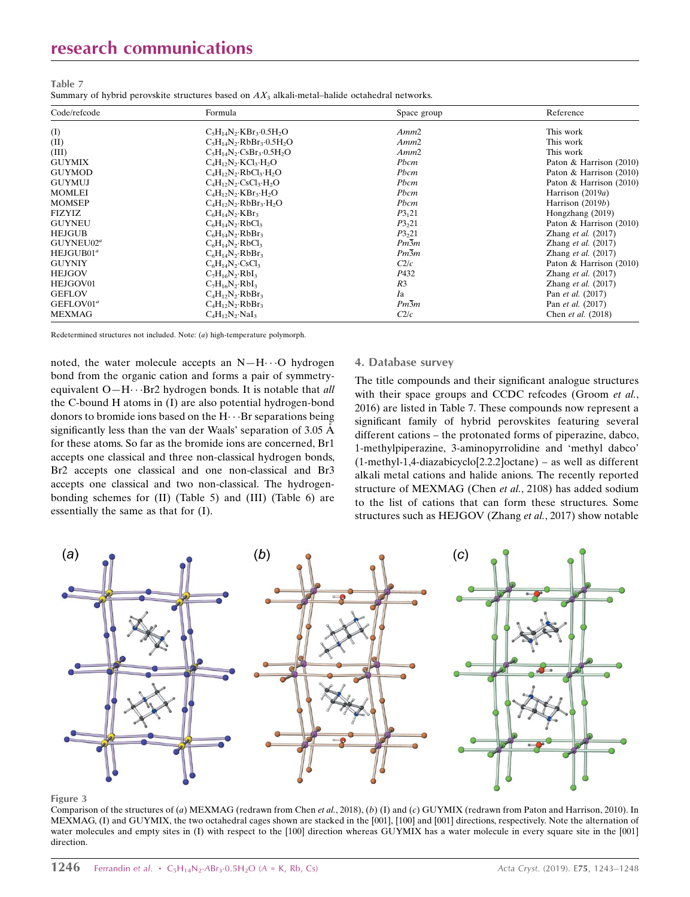**Table 7**
Summary of hybrid perovskite structures based on $AX_3$ alkali-metal–halide octahedral networks.

| Code/refcode | Formula | Space group | Reference |
|---|---|---|---|
| (I) | $C_5H_{14}N_2{\cdot}KBr_3{\cdot}0.5H_2O$ | *Amm*2 | This work |
| (II) | $C_5H_{14}N_2{\cdot}RbBr_3{\cdot}0.5H_2O$ | *Amm*2 | This work |
| (III) | $C_5H_{14}N_2{\cdot}CsBr_3{\cdot}0.5H_2O$ | *Amm*2 | This work |
| GUYMIX | $C_4H_{12}N_2{\cdot}KCl_3{\cdot}H_2O$ | *Pbcm* | Paton & Harrison (2010) |
| GUYMOD | $C_4H_{12}N_2{\cdot}RbCl_3{\cdot}H_2O$ | *Pbcm* | Paton & Harrison (2010) |
| GUYMUJ | $C_4H_{12}N_2{\cdot}CsCl_3{\cdot}H_2O$ | *Pbcm* | Paton & Harrison (2010) |
| MOMLEI | $C_4H_{12}N_2{\cdot}KBr_3{\cdot}H_2O$ | *Pbcm* | Harrison (2019*a*) |
| MOMSEP | $C_4H_{12}N_2{\cdot}RbBr_3{\cdot}H_2O$ | *Pbcm* | Harrison (2019*b*) |
| FIZYIZ | $C_6H_{14}N_2{\cdot}KBr_3$ | $P3_121$ | Hongzhang (2019) |
| GUYNEU | $C_6H_{14}N_2{\cdot}RbCl_3$ | $P3_221$ | Paton & Harrison (2010) |
| HEJGUB | $C_6H_{14}N_2{\cdot}RbBr_3$ | $P3_221$ | Zhang *et al.* (2017) |
| GUYNEU02[a] | $C_6H_{14}N_2{\cdot}RbCl_3$ | $Pm\overline{3}m$ | Zhang *et al.* (2017) |
| HEJGUB01[a] | $C_6H_{14}N_2{\cdot}RbBr_3$ | $Pm\overline{3}m$ | Zhang *et al.* (2017) |
| GUYNIY | $C_6H_{14}N_2{\cdot}CsCl_3$ | *C*2/*c* | Paton & Harrison (2010) |
| HEJGOV | $C_7H_{16}N_2{\cdot}RbI_3$ | *P*432 | Zhang *et al.* (2017) |
| HEJGOV01 | $C_7H_{16}N_2{\cdot}RbI_3$ | *R*3 | Zhang *et al.* (2017) |
| GEFLOV | $C_4H_{12}N_2{\cdot}RbBr_3$ | *Ia* | Pan *et al.* (2017) |
| GEFLOV01[a] | $C_4H_{12}N_2{\cdot}RbBr_3$ | $Pm\overline{3}m$ | Pan *et al.* (2017) |
| MEXMAG | $C_4H_{12}N_2{\cdot}NaI_3$ | *C*2/*c* | Chen *et al.* (2018) |

Redetermined structures not included. Note: (*a*) high-temperature polymorph.

noted, the water molecule accepts an N—H⋯O hydrogen bond from the organic cation and forms a pair of symmetry-equivalent O—H⋯Br2 hydrogen bonds. It is notable that *all* the C-bound H atoms in (I) are also potential hydrogen-bond donors to bromide ions based on the H⋯Br separations being significantly less than the van der Waals' separation of 3.05 Å for these atoms. So far as the bromide ions are concerned, Br1 accepts one classical and three non-classical hydrogen bonds, Br2 accepts one classical and one non-classical and Br3 accepts one classical and two non-classical. The hydrogen-bonding schemes for (II) (Table 5) and (III) (Table 6) are essentially the same as that for (I).

## 4. Database survey

The title compounds and their significant analogue structures with their space groups and CCDC refcodes (Groom *et al.*, 2016) are listed in Table 7. These compounds now represent a significant family of hybrid perovskites featuring several different cations – the protonated forms of piperazine, dabco, 1-methylpiperazine, 3-aminopyrrolidine and 'methyl dabco' (1-methyl-1,4-diazabicyclo[2.2.2]octane) – as well as different alkali metal cations and halide anions. The recently reported structure of MEXMAG (Chen *et al.*, 2108) has added sodium to the list of cations that can form these structures. Some structures such as HEJGOV (Zhang *et al.*, 2017) show notable

(*a*)

(*b*)

(*c*)

**Figure 3**
Comparison of the structures of (*a*) MEXMAG (redrawn from Chen *et al.*, 2018), (*b*) (I) and (*c*) GUYMIX (redrawn from Paton and Harrison, 2010). In MEXMAG, (I) and GUYMIX, the two octahedral cages shown are stacked in the [001], [100] and [001] directions, respectively. Note the alternation of water molecules and empty sites in (I) with respect to the [100] direction whereas GUYMIX has a water molecule in every square site in the [001] direction.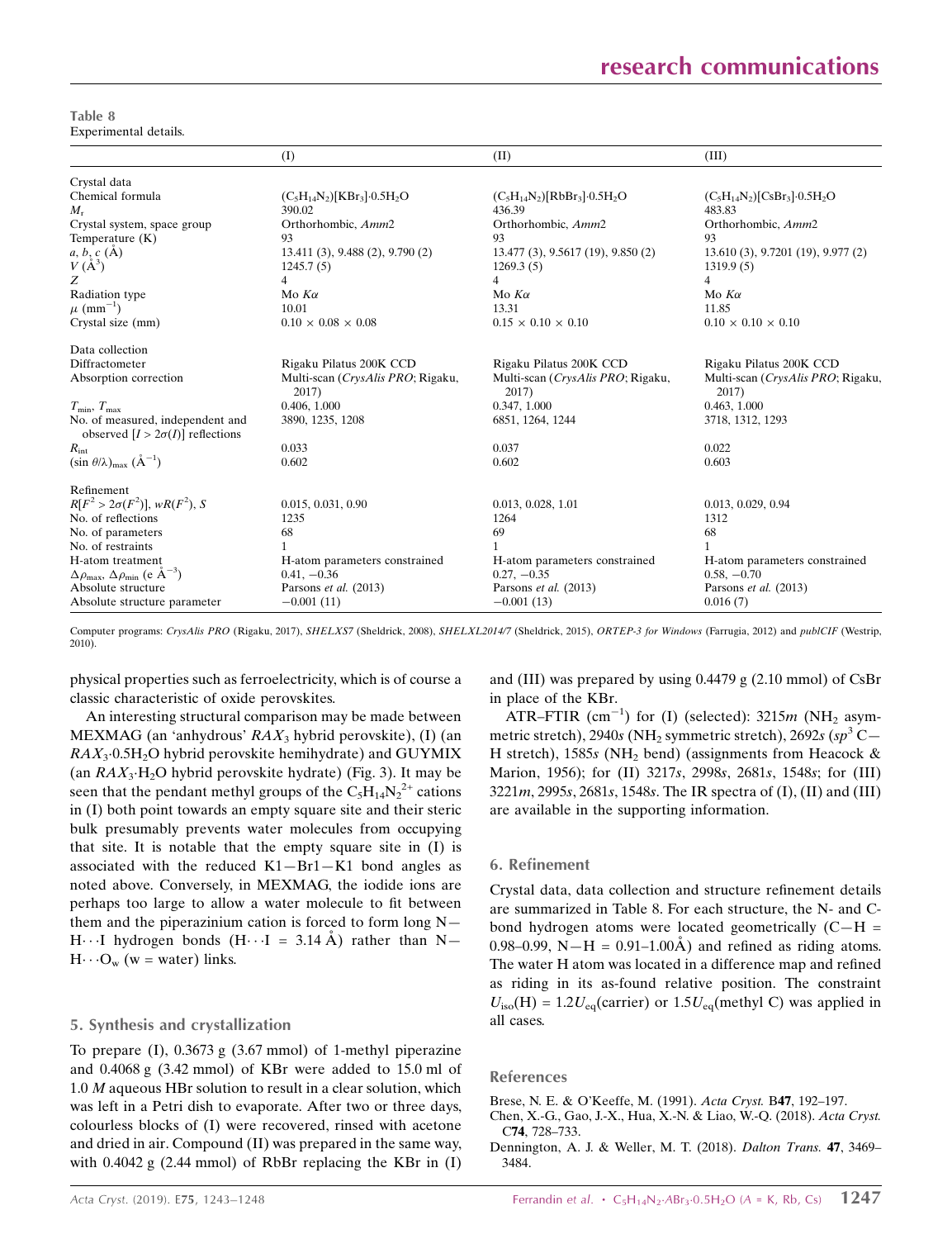Table 8
Experimental details.

| | (I) | (II) | (III) |
|---|---|---|---|
| Crystal data | | | |
| Chemical formula | $(C_5H_{14}N_2)[KBr_3]·0.5H_2O$ | $(C_5H_{14}N_2)[RbBr_3]·0.5H_2O$ | $(C_5H_{14}N_2)[CsBr_3]·0.5H_2O$ |
| $M_r$ | 390.02 | 436.39 | 483.83 |
| Crystal system, space group | Orthorhombic, *Amm*2 | Orthorhombic, *Amm*2 | Orthorhombic, *Amm*2 |
| Temperature (K) | 93 | 93 | 93 |
| *a*, *b*, *c* (Å) | 13.411 (3), 9.488 (2), 9.790 (2) | 13.477 (3), 9.5617 (19), 9.850 (2) | 13.610 (3), 9.7201 (19), 9.977 (2) |
| *V* ($Å^3$) | 1245.7 (5) | 1269.3 (5) | 1319.9 (5) |
| *Z* | 4 | 4 | 4 |
| Radiation type | Mo *K*α | Mo *K*α | Mo *K*α |
| μ ($mm^{-1}$) | 10.01 | 13.31 | 11.85 |
| Crystal size (mm) | 0.10 × 0.08 × 0.08 | 0.15 × 0.10 × 0.10 | 0.10 × 0.10 × 0.10 |
| Data collection | | | |
| Diffractometer | Rigaku Pilatus 200K CCD | Rigaku Pilatus 200K CCD | Rigaku Pilatus 200K CCD |
| Absorption correction | Multi-scan (*CrysAlis PRO*; Rigaku, 2017) | Multi-scan (*CrysAlis PRO*; Rigaku, 2017) | Multi-scan (*CrysAlis PRO*; Rigaku, 2017) |
| $T_{min}$, $T_{max}$ | 0.406, 1.000 | 0.347, 1.000 | 0.463, 1.000 |
| No. of measured, independent and observed [$I > 2\sigma(I)$] reflections | 3890, 1235, 1208 | 6851, 1264, 1244 | 3718, 1312, 1293 |
| $R_{int}$ | 0.033 | 0.037 | 0.022 |
| $(\sin \theta/\lambda)_{max}$ ($Å^{-1}$) | 0.602 | 0.602 | 0.603 |
| Refinement | | | |
| $R[F^2 > 2\sigma(F^2)]$, $wR(F^2)$, *S* | 0.015, 0.031, 0.90 | 0.013, 0.028, 1.01 | 0.013, 0.029, 0.94 |
| No. of reflections | 1235 | 1264 | 1312 |
| No. of parameters | 68 | 69 | 68 |
| No. of restraints | 1 | 1 | 1 |
| H-atom treatment | H-atom parameters constrained | H-atom parameters constrained | H-atom parameters constrained |
| $\Delta\rho_{max}$, $\Delta\rho_{min}$ (e $Å^{-3}$) | 0.41, −0.36 | 0.27, −0.35 | 0.58, −0.70 |
| Absolute structure | Parsons *et al.* (2013) | Parsons *et al.* (2013) | Parsons *et al.* (2013) |
| Absolute structure parameter | −0.001 (11) | −0.001 (13) | 0.016 (7) |

Computer programs: *CrysAlis PRO* (Rigaku, 2017), *SHELXS7* (Sheldrick, 2008), *SHELXL2014/7* (Sheldrick, 2015), *ORTEP-3 for Windows* (Farrugia, 2012) and *publCIF* (Westrip, 2010).

physical properties such as ferroelectricity, which is of course a classic characteristic of oxide perovskites.

An interesting structural comparison may be made between MEXMAG (an 'anhydrous' $RAX_3$ hybrid perovskite), (I) (an $RAX_3·0.5H_2O$ hybrid perovskite hemihydrate) and GUYMIX (an $RAX_3·H_2O$ hybrid perovskite hydrate) (Fig. 3). It may be seen that the pendant methyl groups of the $C_5H_{14}N_2^{2+}$ cations in (I) both point towards an empty square site and their steric bulk presumably prevents water molecules from occupying that site. It is notable that the empty square site in (I) is associated with the reduced K1—Br1—K1 bond angles as noted above. Conversely, in MEXMAG, the iodide ions are perhaps too large to allow a water molecule to fit between them and the piperazinium cation is forced to form long N—H⋯I hydrogen bonds (H⋯I = 3.14 Å) rather than N—H⋯$O_w$ (w = water) links.

## 5. Synthesis and crystallization

To prepare (I), 0.3673 g (3.67 mmol) of 1-methyl piperazine and 0.4068 g (3.42 mmol) of KBr were added to 15.0 ml of 1.0 *M* aqueous HBr solution to result in a clear solution, which was left in a Petri dish to evaporate. After two or three days, colourless blocks of (I) were recovered, rinsed with acetone and dried in air. Compound (II) was prepared in the same way, with 0.4042 g (2.44 mmol) of RbBr replacing the KBr in (I) and (III) was prepared by using 0.4479 g (2.10 mmol) of CsBr in place of the KBr.

ATR–FTIR ($cm^{-1}$) for (I) (selected): 3215*m* ($NH_2$ asymmetric stretch), 2940*s* ($NH_2$ symmetric stretch), 2692*s* ($sp^3$ C—H stretch), 1585*s* ($NH_2$ bend) (assignments from Heacock & Marion, 1956); for (II) 3217*s*, 2998*s*, 2681*s*, 1548*s*; for (III) 3221*m*, 2995*s*, 2681*s*, 1548*s*. The IR spectra of (I), (II) and (III) are available in the supporting information.

## 6. Refinement

Crystal data, data collection and structure refinement details are summarized in Table 8. For each structure, the N- and C-bond hydrogen atoms were located geometrically (C—H = 0.98–0.99, N—H = 0.91–1.00Å) and refined as riding atoms. The water H atom was located in a difference map and refined as riding in its as-found relative position. The constraint $U_{iso}(H) = 1.2U_{eq}$(carrier) or $1.5U_{eq}$(methyl C) was applied in all cases.

## References

Brese, N. E. & O'Keeffe, M. (1991). *Acta Cryst.* B**47**, 192–197.
Chen, X.-G., Gao, J.-X., Hua, X.-N. & Liao, W.-Q. (2018). *Acta Cryst.* C**74**, 728–733.
Dennington, A. J. & Weller, M. T. (2018). *Dalton Trans.* **47**, 3469–3484.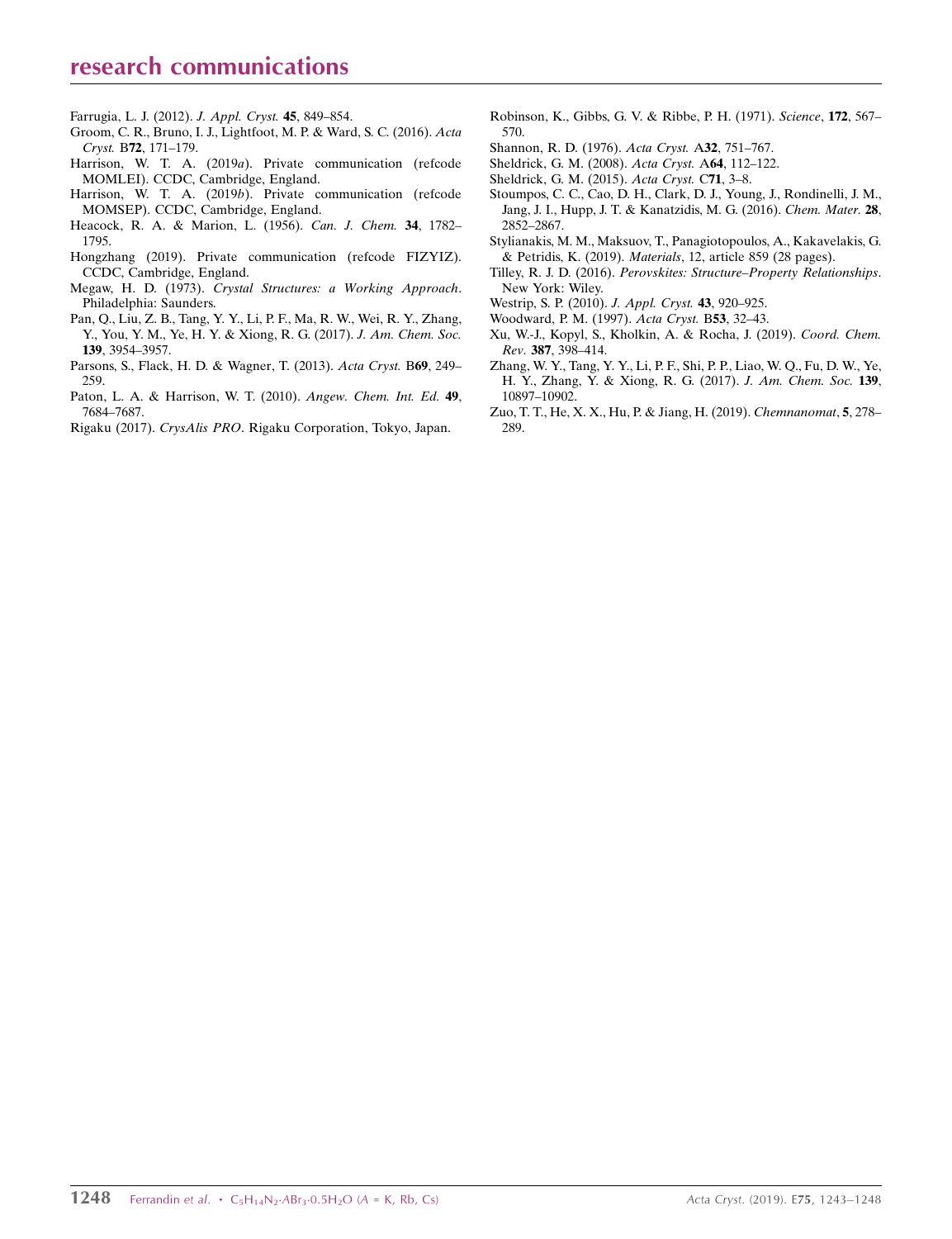Farrugia, L. J. (2012). *J. Appl. Cryst.* **45**, 849–854.

Groom, C. R., Bruno, I. J., Lightfoot, M. P. & Ward, S. C. (2016). *Acta Cryst.* B**72**, 171–179.

Harrison, W. T. A. (2019*a*). Private communication (refcode MOMLEI). CCDC, Cambridge, England.

Harrison, W. T. A. (2019*b*). Private communication (refcode MOMSEP). CCDC, Cambridge, England.

Heacock, R. A. & Marion, L. (1956). *Can. J. Chem.* **34**, 1782–1795.

Hongzhang (2019). Private communication (refcode FIZYIZ). CCDC, Cambridge, England.

Megaw, H. D. (1973). *Crystal Structures: a Working Approach*. Philadelphia: Saunders.

Pan, Q., Liu, Z. B., Tang, Y. Y., Li, P. F., Ma, R. W., Wei, R. Y., Zhang, Y., You, Y. M., Ye, H. Y. & Xiong, R. G. (2017). *J. Am. Chem. Soc.* **139**, 3954–3957.

Parsons, S., Flack, H. D. & Wagner, T. (2013). *Acta Cryst.* B**69**, 249–259.

Paton, L. A. & Harrison, W. T. (2010). *Angew. Chem. Int. Ed.* **49**, 7684–7687.

Rigaku (2017). *CrysAlis PRO*. Rigaku Corporation, Tokyo, Japan.

Robinson, K., Gibbs, G. V. & Ribbe, P. H. (1971). *Science*, **172**, 567–570.

Shannon, R. D. (1976). *Acta Cryst.* A**32**, 751–767.

Sheldrick, G. M. (2008). *Acta Cryst.* A**64**, 112–122.

Sheldrick, G. M. (2015). *Acta Cryst.* C**71**, 3–8.

Stoumpos, C. C., Cao, D. H., Clark, D. J., Young, J., Rondinelli, J. M., Jang, J. I., Hupp, J. T. & Kanatzidis, M. G. (2016). *Chem. Mater.* **28**, 2852–2867.

Stylianakis, M. M., Maksuov, T., Panagiotopoulos, A., Kakavelakis, G. & Petridis, K. (2019). *Materials*, 12, article 859 (28 pages).

Tilley, R. J. D. (2016). *Perovskites: Structure–Property Relationships*. New York: Wiley.

Westrip, S. P. (2010). *J. Appl. Cryst.* **43**, 920–925.

Woodward, P. M. (1997). *Acta Cryst.* B**53**, 32–43.

Xu, W.-J., Kopyl, S., Kholkin, A. & Rocha, J. (2019). *Coord. Chem. Rev.* **387**, 398–414.

Zhang, W. Y., Tang, Y. Y., Li, P. F., Shi, P. P., Liao, W. Q., Fu, D. W., Ye, H. Y., Zhang, Y. & Xiong, R. G. (2017). *J. Am. Chem. Soc.* **139**, 10897–10902.

Zuo, T. T., He, X. X., Hu, P. & Jiang, H. (2019). *Chemnanomat*, **5**, 278–289.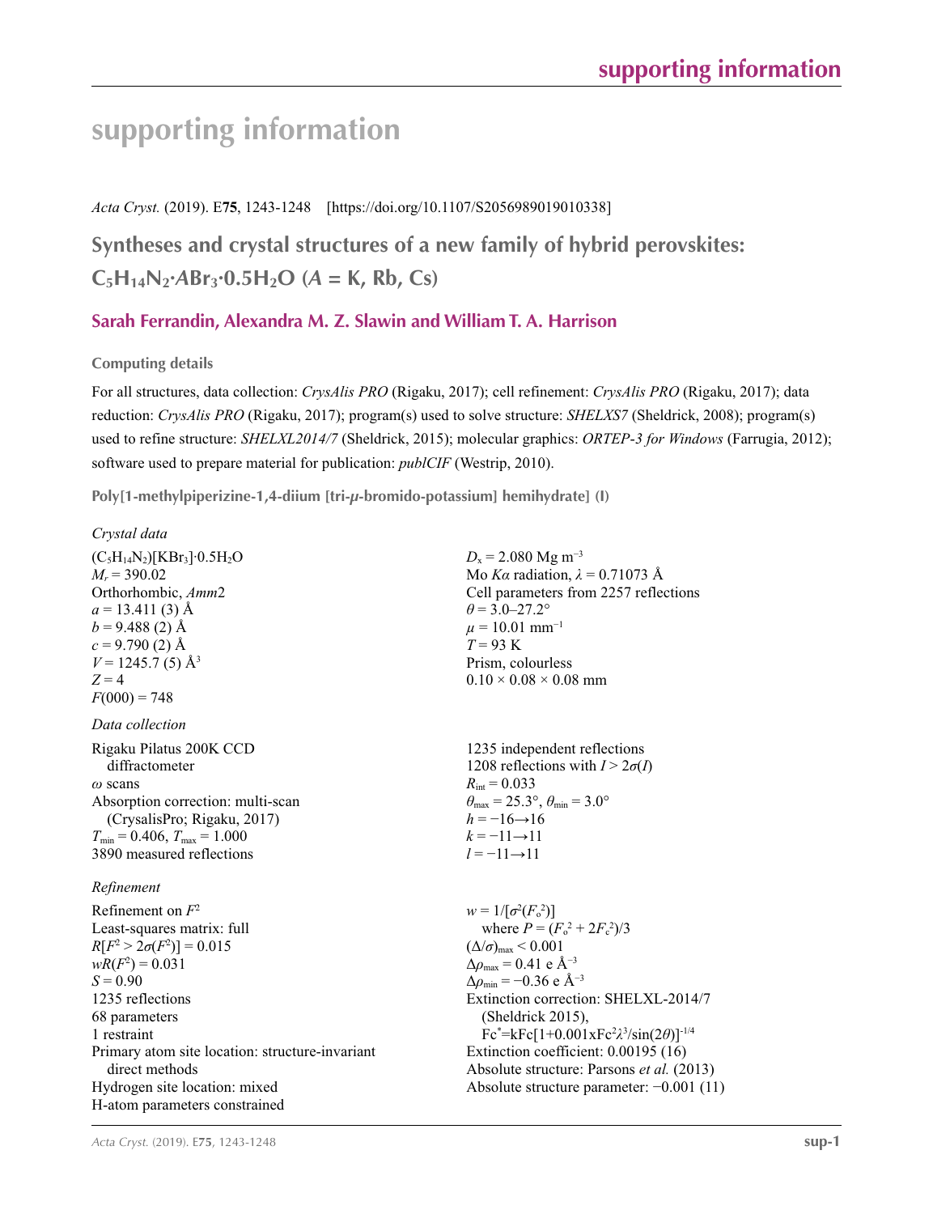# supporting information

*Acta Cryst.* (2019). E**75**, 1243-1248    [https://doi.org/10.1107/S2056989019010338]

## Syntheses and crystal structures of a new family of hybrid perovskites: $C_5H_{14}N_2$·$A$$Br_3$·0.5$H_2O$ ($A$ = K, Rb, Cs)

### Sarah Ferrandin, Alexandra M. Z. Slawin and William T. A. Harrison

**Computing details**

For all structures, data collection: *CrysAlis PRO* (Rigaku, 2017); cell refinement: *CrysAlis PRO* (Rigaku, 2017); data reduction: *CrysAlis PRO* (Rigaku, 2017); program(s) used to solve structure: *SHELXS7* (Sheldrick, 2008); program(s) used to refine structure: *SHELXL2014/7* (Sheldrick, 2015); molecular graphics: *ORTEP-3 for Windows* (Farrugia, 2012); software used to prepare material for publication: *publCIF* (Westrip, 2010).

**Poly[1-methylpiperizine-1,4-diium [tri-$\mu$-bromido-potassium] hemihydrate] (I)**

*Crystal data*

($C_5H_{14}N_2$)[$KBr_3$]·0.5$H_2O$
$M_r$ = 390.02
Orthorhombic, *Amm*2
$a$ = 13.411 (3) Å
$b$ = 9.488 (2) Å
$c$ = 9.790 (2) Å
$V$ = 1245.7 (5) Å$^3$
$Z$ = 4
$F(000)$ = 748
$D_x$ = 2.080 Mg m$^{-3}$
Mo $K\alpha$ radiation, $\lambda$ = 0.71073 Å
Cell parameters from 2257 reflections
$\theta$ = 3.0–27.2°
$\mu$ = 10.01 mm$^{-1}$
$T$ = 93 K
Prism, colourless
0.10 × 0.08 × 0.08 mm

*Data collection*

Rigaku Pilatus 200K CCD diffractometer
$\omega$ scans
Absorption correction: multi-scan (CrysalisPro; Rigaku, 2017)
$T_{min}$ = 0.406, $T_{max}$ = 1.000
3890 measured reflections
1235 independent reflections
1208 reflections with $I > 2\sigma(I)$
$R_{int}$ = 0.033
$\theta_{max}$ = 25.3°, $\theta_{min}$ = 3.0°
$h$ = −16→16
$k$ = −11→11
$l$ = −11→11

*Refinement*

Refinement on $F^2$
Least-squares matrix: full
$R[F^2 > 2\sigma(F^2)]$ = 0.015
$wR(F^2)$ = 0.031
$S$ = 0.90
1235 reflections
68 parameters
1 restraint
Primary atom site location: structure-invariant direct methods
Hydrogen site location: mixed
H-atom parameters constrained
$w = 1/[\sigma^2(F_o^2)]$
where $P = (F_o^2 + 2F_c^2)/3$
$(\Delta/\sigma)_{max}$ < 0.001
$\Delta\rho_{max}$ = 0.41 e Å$^{-3}$
$\Delta\rho_{min}$ = −0.36 e Å$^{-3}$
Extinction correction: SHELXL-2014/7 (Sheldrick 2015), $Fc^*=kFc[1+0.001xFc^2\lambda^3/\sin(2\theta)]^{-1/4}$
Extinction coefficient: 0.00195 (16)
Absolute structure: Parsons *et al.* (2013)
Absolute structure parameter: −0.001 (11)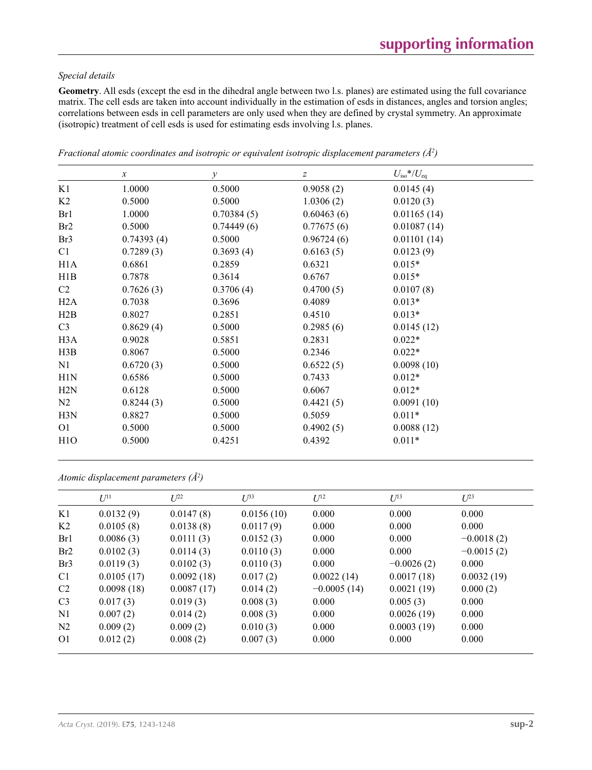*Special details*

**Geometry**. All esds (except the esd in the dihedral angle between two l.s. planes) are estimated using the full covariance matrix. The cell esds are taken into account individually in the estimation of esds in distances, angles and torsion angles; correlations between esds in cell parameters are only used when they are defined by crystal symmetry. An approximate (isotropic) treatment of cell esds is used for estimating esds involving l.s. planes.

*Fractional atomic coordinates and isotropic or equivalent isotropic displacement parameters (Å²)*

| | $x$ | $y$ | $z$ | $U_{iso}$*/$U_{eq}$ |
|---|---|---|---|---|
| K1 | 1.0000 | 0.5000 | 0.9058 (2) | 0.0145 (4) |
| K2 | 0.5000 | 0.5000 | 1.0306 (2) | 0.0120 (3) |
| Br1 | 1.0000 | 0.70384 (5) | 0.60463 (6) | 0.01165 (14) |
| Br2 | 0.5000 | 0.74449 (6) | 0.77675 (6) | 0.01087 (14) |
| Br3 | 0.74393 (4) | 0.5000 | 0.96724 (6) | 0.01101 (14) |
| C1 | 0.7289 (3) | 0.3693 (4) | 0.6163 (5) | 0.0123 (9) |
| H1A | 0.6861 | 0.2859 | 0.6321 | 0.015* |
| H1B | 0.7878 | 0.3614 | 0.6767 | 0.015* |
| C2 | 0.7626 (3) | 0.3706 (4) | 0.4700 (5) | 0.0107 (8) |
| H2A | 0.7038 | 0.3696 | 0.4089 | 0.013* |
| H2B | 0.8027 | 0.2851 | 0.4510 | 0.013* |
| C3 | 0.8629 (4) | 0.5000 | 0.2985 (6) | 0.0145 (12) |
| H3A | 0.9028 | 0.5851 | 0.2831 | 0.022* |
| H3B | 0.8067 | 0.5000 | 0.2346 | 0.022* |
| N1 | 0.6720 (3) | 0.5000 | 0.6522 (5) | 0.0098 (10) |
| H1N | 0.6586 | 0.5000 | 0.7433 | 0.012* |
| H2N | 0.6128 | 0.5000 | 0.6067 | 0.012* |
| N2 | 0.8244 (3) | 0.5000 | 0.4421 (5) | 0.0091 (10) |
| H3N | 0.8827 | 0.5000 | 0.5059 | 0.011* |
| O1 | 0.5000 | 0.5000 | 0.4902 (5) | 0.0088 (12) |
| H1O | 0.5000 | 0.4251 | 0.4392 | 0.011* |

*Atomic displacement parameters (Å²)*

| | $U^{11}$ | $U^{22}$ | $U^{33}$ | $U^{12}$ | $U^{13}$ | $U^{23}$ |
|---|---|---|---|---|---|---|
| K1 | 0.0132 (9) | 0.0147 (8) | 0.0156 (10) | 0.000 | 0.000 | 0.000 |
| K2 | 0.0105 (8) | 0.0138 (8) | 0.0117 (9) | 0.000 | 0.000 | 0.000 |
| Br1 | 0.0086 (3) | 0.0111 (3) | 0.0152 (3) | 0.000 | 0.000 | −0.0018 (2) |
| Br2 | 0.0102 (3) | 0.0114 (3) | 0.0110 (3) | 0.000 | 0.000 | −0.0015 (2) |
| Br3 | 0.0119 (3) | 0.0102 (3) | 0.0110 (3) | 0.000 | −0.0026 (2) | 0.000 |
| C1 | 0.0105 (17) | 0.0092 (18) | 0.017 (2) | 0.0022 (14) | 0.0017 (18) | 0.0032 (19) |
| C2 | 0.0098 (18) | 0.0087 (17) | 0.014 (2) | −0.0005 (14) | 0.0021 (19) | 0.000 (2) |
| C3 | 0.017 (3) | 0.019 (3) | 0.008 (3) | 0.000 | 0.005 (3) | 0.000 |
| N1 | 0.007 (2) | 0.014 (2) | 0.008 (3) | 0.000 | 0.0026 (19) | 0.000 |
| N2 | 0.009 (2) | 0.009 (2) | 0.010 (3) | 0.000 | 0.0003 (19) | 0.000 |
| O1 | 0.012 (2) | 0.008 (2) | 0.007 (3) | 0.000 | 0.000 | 0.000 |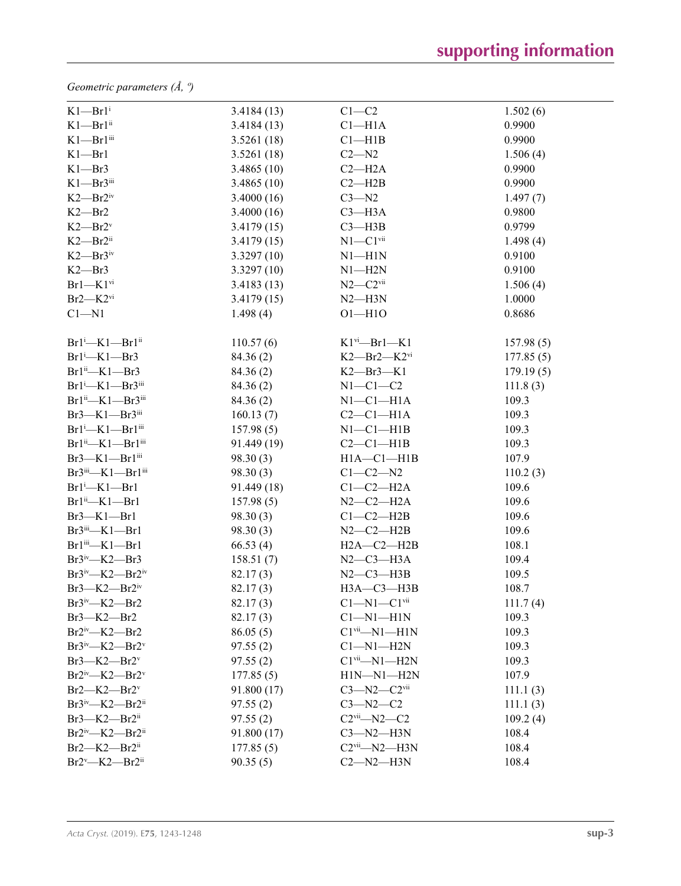*Geometric parameters (Å, º)*

| | | | |
|---|---|---|---|
| K1—Br1$^{i}$ | 3.4184 (13) | C1—C2 | 1.502 (6) |
| K1—Br1$^{ii}$ | 3.4184 (13) | C1—H1A | 0.9900 |
| K1—Br1$^{iii}$ | 3.5261 (18) | C1—H1B | 0.9900 |
| K1—Br1 | 3.5261 (18) | C2—N2 | 1.506 (4) |
| K1—Br3 | 3.4865 (10) | C2—H2A | 0.9900 |
| K1—Br3$^{iii}$ | 3.4865 (10) | C2—H2B | 0.9900 |
| K2—Br2$^{iv}$ | 3.4000 (16) | C3—N2 | 1.497 (7) |
| K2—Br2 | 3.4000 (16) | C3—H3A | 0.9800 |
| K2—Br2$^{v}$ | 3.4179 (15) | C3—H3B | 0.9799 |
| K2—Br2$^{ii}$ | 3.4179 (15) | N1—C1$^{vii}$ | 1.498 (4) |
| K2—Br3$^{iv}$ | 3.3297 (10) | N1—H1N | 0.9100 |
| K2—Br3 | 3.3297 (10) | N1—H2N | 0.9100 |
| Br1—K1$^{vi}$ | 3.4183 (13) | N2—C2$^{vii}$ | 1.506 (4) |
| Br2—K2$^{vi}$ | 3.4179 (15) | N2—H3N | 1.0000 |
| C1—N1 | 1.498 (4) | O1—H1O | 0.8686 |
| | | | |
| Br1$^{i}$—K1—Br1$^{ii}$ | 110.57 (6) | K1$^{vi}$—Br1—K1 | 157.98 (5) |
| Br1$^{i}$—K1—Br3 | 84.36 (2) | K2—Br2—K2$^{vi}$ | 177.85 (5) |
| Br1$^{ii}$—K1—Br3 | 84.36 (2) | K2—Br3—K1 | 179.19 (5) |
| Br1$^{i}$—K1—Br3$^{iii}$ | 84.36 (2) | N1—C1—C2 | 111.8 (3) |
| Br1$^{ii}$—K1—Br3$^{iii}$ | 84.36 (2) | N1—C1—H1A | 109.3 |
| Br3—K1—Br3$^{iii}$ | 160.13 (7) | C2—C1—H1A | 109.3 |
| Br1$^{i}$—K1—Br1$^{iii}$ | 157.98 (5) | N1—C1—H1B | 109.3 |
| Br1$^{ii}$—K1—Br1$^{iii}$ | 91.449 (19) | C2—C1—H1B | 109.3 |
| Br3—K1—Br1$^{iii}$ | 98.30 (3) | H1A—C1—H1B | 107.9 |
| Br3$^{iii}$—K1—Br1$^{iii}$ | 98.30 (3) | C1—C2—N2 | 110.2 (3) |
| Br1$^{i}$—K1—Br1 | 91.449 (18) | C1—C2—H2A | 109.6 |
| Br1$^{ii}$—K1—Br1 | 157.98 (5) | N2—C2—H2A | 109.6 |
| Br3—K1—Br1 | 98.30 (3) | C1—C2—H2B | 109.6 |
| Br3$^{iii}$—K1—Br1 | 98.30 (3) | N2—C2—H2B | 109.6 |
| Br1$^{iii}$—K1—Br1 | 66.53 (4) | H2A—C2—H2B | 108.1 |
| Br3$^{iv}$—K2—Br3 | 158.51 (7) | N2—C3—H3A | 109.4 |
| Br3$^{iv}$—K2—Br2$^{iv}$ | 82.17 (3) | N2—C3—H3B | 109.5 |
| Br3—K2—Br2$^{iv}$ | 82.17 (3) | H3A—C3—H3B | 108.7 |
| Br3$^{iv}$—K2—Br2 | 82.17 (3) | C1—N1—C1$^{vii}$ | 111.7 (4) |
| Br3—K2—Br2 | 82.17 (3) | C1—N1—H1N | 109.3 |
| Br2$^{iv}$—K2—Br2 | 86.05 (5) | C1$^{vii}$—N1—H1N | 109.3 |
| Br3$^{iv}$—K2—Br2$^{v}$ | 97.55 (2) | C1—N1—H2N | 109.3 |
| Br3—K2—Br2$^{v}$ | 97.55 (2) | C1$^{vii}$—N1—H2N | 109.3 |
| Br2$^{iv}$—K2—Br2$^{v}$ | 177.85 (5) | H1N—N1—H2N | 107.9 |
| Br2—K2—Br2$^{v}$ | 91.800 (17) | C3—N2—C2$^{vii}$ | 111.1 (3) |
| Br3$^{iv}$—K2—Br2$^{ii}$ | 97.55 (2) | C3—N2—C2 | 111.1 (3) |
| Br3—K2—Br2$^{ii}$ | 97.55 (2) | C2$^{vii}$—N2—C2 | 109.2 (4) |
| Br2$^{iv}$—K2—Br2$^{ii}$ | 91.800 (17) | C3—N2—H3N | 108.4 |
| Br2—K2—Br2$^{ii}$ | 177.85 (5) | C2$^{vii}$—N2—H3N | 108.4 |
| Br2$^{v}$—K2—Br2$^{ii}$ | 90.35 (5) | C2—N2—H3N | 108.4 |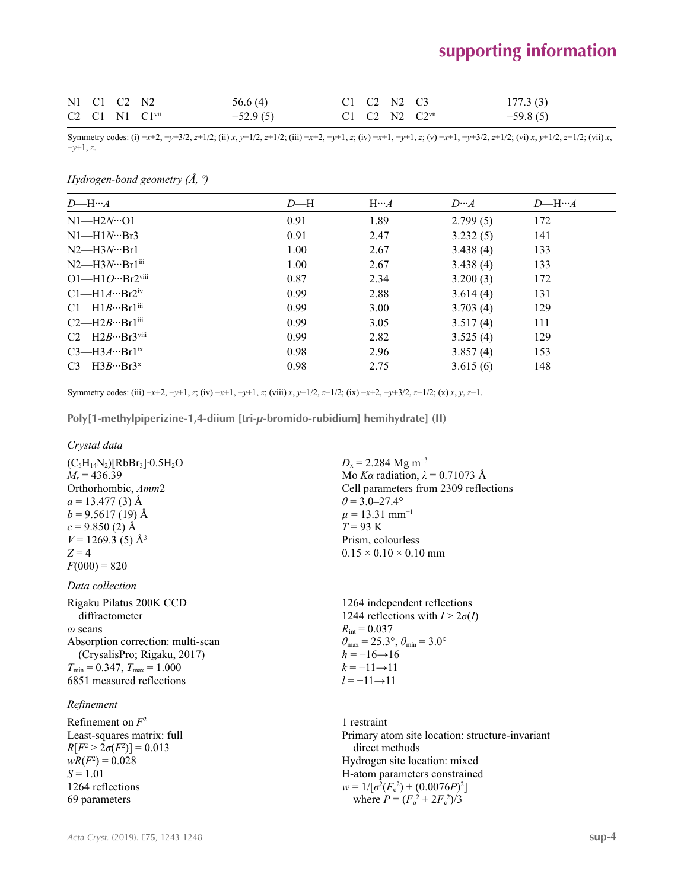| | | | |
|---|---|---|---|
| N1—C1—C2—N2 | 56.6 (4) | C1—C2—N2—C3 | 177.3 (3) |
| C2—C1—N1—C1[vii] | −52.9 (5) | C1—C2—N2—C2[vii] | −59.8 (5) |

Symmetry codes: (i) −x+2, −y+3/2, z+1/2; (ii) x, y−1/2, z+1/2; (iii) −x+2, −y+1, z; (iv) −x+1, −y+1, z; (v) −x+1, −y+3/2, z+1/2; (vi) x, y+1/2, z−1/2; (vii) x, −y+1, z.

*Hydrogen-bond geometry (Å, º)*

| *D*—H···*A* | *D*—H | H···*A* | *D*···*A* | *D*—H···*A* |
|---|---|---|---|---|
| N1—H2*N*···O1 | 0.91 | 1.89 | 2.799 (5) | 172 |
| N1—H1*N*···Br3 | 0.91 | 2.47 | 3.232 (5) | 141 |
| N2—H3*N*···Br1 | 1.00 | 2.67 | 3.438 (4) | 133 |
| N2—H3*N*···Br1[iii] | 1.00 | 2.67 | 3.438 (4) | 133 |
| O1—H1*O*···Br2[viii] | 0.87 | 2.34 | 3.200 (3) | 172 |
| C1—H1*A*···Br2[iv] | 0.99 | 2.88 | 3.614 (4) | 131 |
| C1—H1*B*···Br1[iii] | 0.99 | 3.00 | 3.703 (4) | 129 |
| C2—H2*B*···Br1[iii] | 0.99 | 3.05 | 3.517 (4) | 111 |
| C2—H2*B*···Br3[viii] | 0.99 | 2.82 | 3.525 (4) | 129 |
| C3—H3*A*···Br1[ix] | 0.98 | 2.96 | 3.857 (4) | 153 |
| C3—H3*B*···Br3[x] | 0.98 | 2.75 | 3.615 (6) | 148 |

Symmetry codes: (iii) −x+2, −y+1, z; (iv) −x+1, −y+1, z; (viii) x, y−1/2, z−1/2; (ix) −x+2, −y+3/2, z−1/2; (x) x, y, z−1.

## Poly[1-methylpiperazine-1,4-diium [tri-μ-bromido-rubidium] hemihydrate] (II)

### Crystal data

$(C_5H_{14}N_2)[RbBr_3]\cdot 0.5H_2O$
$M_r = 436.39$
Orthorhombic, *Amm*2
$a = 13.477$ (3) Å
$b = 9.5617$ (19) Å
$c = 9.850$ (2) Å
$V = 1269.3$ (5) Å$^3$
$Z = 4$
$F(000) = 820$
$D_x = 2.284$ Mg m$^{-3}$
Mo *Kα* radiation, $\lambda = 0.71073$ Å
Cell parameters from 2309 reflections
$\theta = 3.0$–27.4°
$\mu = 13.31$ mm$^{-1}$
$T = 93$ K
Prism, colourless
0.15 × 0.10 × 0.10 mm

### Data collection

Rigaku Pilatus 200K CCD diffractometer
*ω* scans
Absorption correction: multi-scan (CrysalisPro; Rigaku, 2017)
$T_{min} = 0.347$, $T_{max} = 1.000$
6851 measured reflections
1264 independent reflections
1244 reflections with $I > 2\sigma(I)$
$R_{int} = 0.037$
$\theta_{max} = 25.3°$, $\theta_{min} = 3.0°$
$h = -16 \rightarrow 16$
$k = -11 \rightarrow 11$
$l = -11 \rightarrow 11$

### Refinement

Refinement on $F^2$
Least-squares matrix: full
$R[F^2 > 2\sigma(F^2)] = 0.013$
$wR(F^2) = 0.028$
$S = 1.01$
1264 reflections
69 parameters
1 restraint
Primary atom site location: structure-invariant direct methods
Hydrogen site location: mixed
H-atom parameters constrained
$w = 1/[\sigma^2(F_o^2) + (0.0076P)^2]$
where $P = (F_o^2 + 2F_c^2)/3$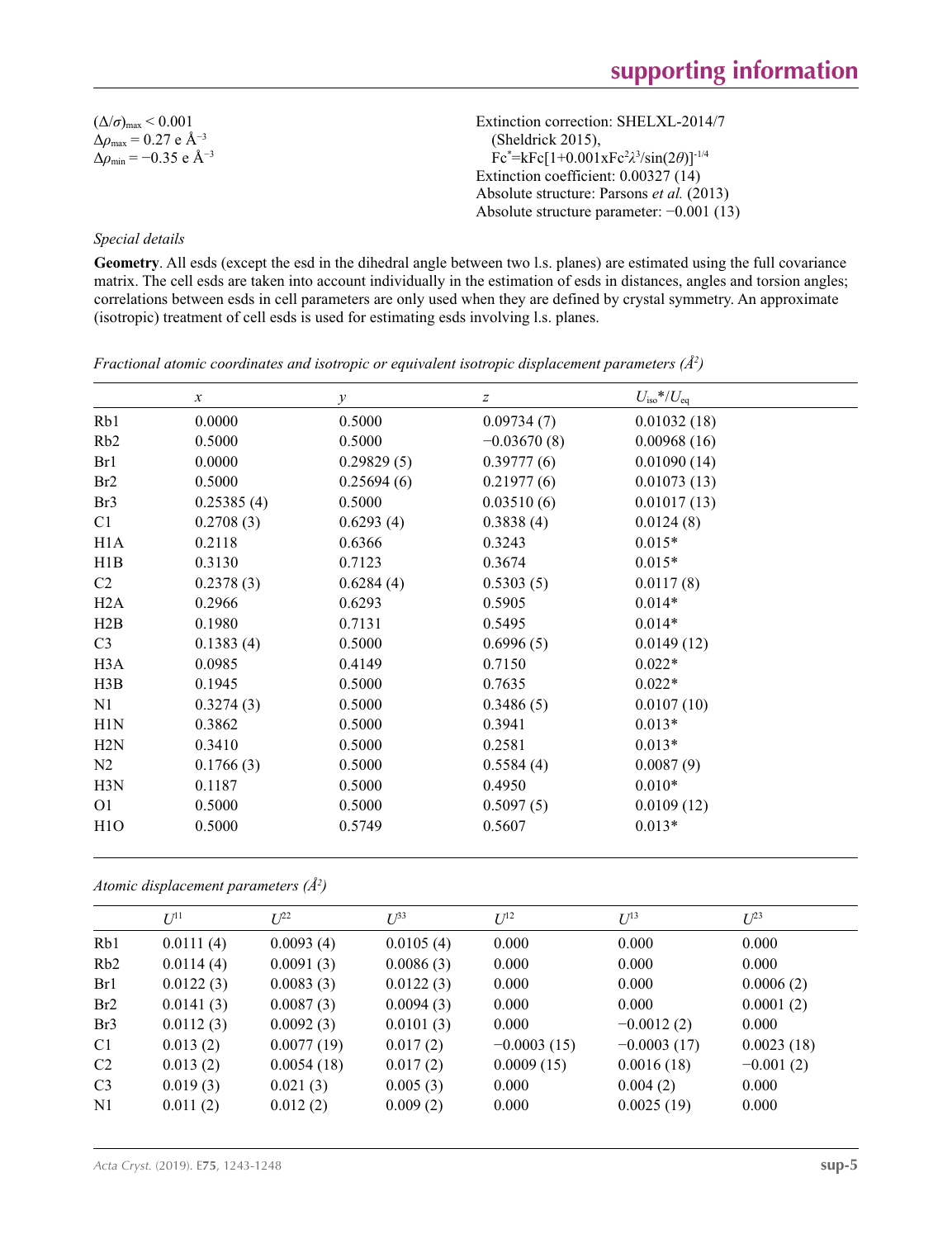$(\Delta/\sigma)_{max} < 0.001$
$\Delta\rho_{max} = 0.27$ e Å$^{-3}$
$\Delta\rho_{min} = -0.35$ e Å$^{-3}$

Extinction correction: SHELXL-2014/7 (Sheldrick 2015), $Fc^* = kFc[1+0.001xFc^2\lambda^3/\sin(2\theta)]^{-1/4}$
Extinction coefficient: 0.00327 (14)
Absolute structure: Parsons *et al.* (2013)
Absolute structure parameter: −0.001 (13)

*Special details*

**Geometry**. All esds (except the esd in the dihedral angle between two l.s. planes) are estimated using the full covariance matrix. The cell esds are taken into account individually in the estimation of esds in distances, angles and torsion angles; correlations between esds in cell parameters are only used when they are defined by crystal symmetry. An approximate (isotropic) treatment of cell esds is used for estimating esds involving l.s. planes.

*Fractional atomic coordinates and isotropic or equivalent isotropic displacement parameters (Å$^2$)*

| | $x$ | $y$ | $z$ | $U_{iso}$*/$U_{eq}$ |
|---|---|---|---|---|
| Rb1 | 0.0000 | 0.5000 | 0.09734 (7) | 0.01032 (18) |
| Rb2 | 0.5000 | 0.5000 | −0.03670 (8) | 0.00968 (16) |
| Br1 | 0.0000 | 0.29829 (5) | 0.39777 (6) | 0.01090 (14) |
| Br2 | 0.5000 | 0.25694 (6) | 0.21977 (6) | 0.01073 (13) |
| Br3 | 0.25385 (4) | 0.5000 | 0.03510 (6) | 0.01017 (13) |
| C1 | 0.2708 (3) | 0.6293 (4) | 0.3838 (4) | 0.0124 (8) |
| H1A | 0.2118 | 0.6366 | 0.3243 | 0.015* |
| H1B | 0.3130 | 0.7123 | 0.3674 | 0.015* |
| C2 | 0.2378 (3) | 0.6284 (4) | 0.5303 (5) | 0.0117 (8) |
| H2A | 0.2966 | 0.6293 | 0.5905 | 0.014* |
| H2B | 0.1980 | 0.7131 | 0.5495 | 0.014* |
| C3 | 0.1383 (4) | 0.5000 | 0.6996 (5) | 0.0149 (12) |
| H3A | 0.0985 | 0.4149 | 0.7150 | 0.022* |
| H3B | 0.1945 | 0.5000 | 0.7635 | 0.022* |
| N1 | 0.3274 (3) | 0.5000 | 0.3486 (5) | 0.0107 (10) |
| H1N | 0.3862 | 0.5000 | 0.3941 | 0.013* |
| H2N | 0.3410 | 0.5000 | 0.2581 | 0.013* |
| N2 | 0.1766 (3) | 0.5000 | 0.5584 (4) | 0.0087 (9) |
| H3N | 0.1187 | 0.5000 | 0.4950 | 0.010* |
| O1 | 0.5000 | 0.5000 | 0.5097 (5) | 0.0109 (12) |
| H1O | 0.5000 | 0.5749 | 0.5607 | 0.013* |

*Atomic displacement parameters (Å$^2$)*

| | $U^{11}$ | $U^{22}$ | $U^{33}$ | $U^{12}$ | $U^{13}$ | $U^{23}$ |
|---|---|---|---|---|---|---|
| Rb1 | 0.0111 (4) | 0.0093 (4) | 0.0105 (4) | 0.000 | 0.000 | 0.000 |
| Rb2 | 0.0114 (4) | 0.0091 (3) | 0.0086 (3) | 0.000 | 0.000 | 0.000 |
| Br1 | 0.0122 (3) | 0.0083 (3) | 0.0122 (3) | 0.000 | 0.000 | 0.0006 (2) |
| Br2 | 0.0141 (3) | 0.0087 (3) | 0.0094 (3) | 0.000 | 0.000 | 0.0001 (2) |
| Br3 | 0.0112 (3) | 0.0092 (3) | 0.0101 (3) | 0.000 | −0.0012 (2) | 0.000 |
| C1 | 0.013 (2) | 0.0077 (19) | 0.017 (2) | −0.0003 (15) | −0.0003 (17) | 0.0023 (18) |
| C2 | 0.013 (2) | 0.0054 (18) | 0.017 (2) | 0.0009 (15) | 0.0016 (18) | −0.001 (2) |
| C3 | 0.019 (3) | 0.021 (3) | 0.005 (3) | 0.000 | 0.004 (2) | 0.000 |
| N1 | 0.011 (2) | 0.012 (2) | 0.009 (2) | 0.000 | 0.0025 (19) | 0.000 |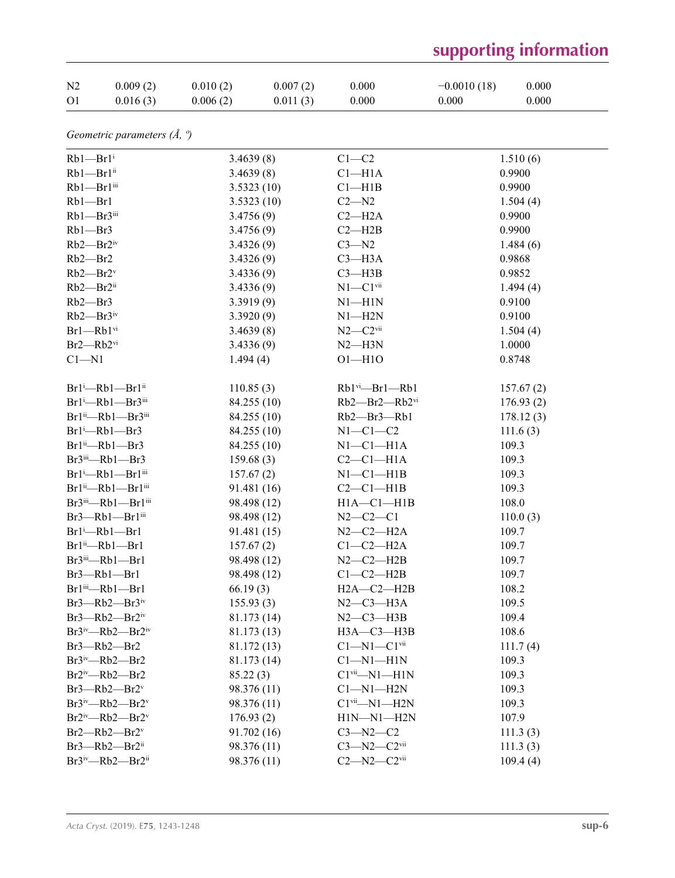| | | | | | | |
|---|---|---|---|---|---|---|
| N2 | 0.009 (2) | 0.010 (2) | 0.007 (2) | 0.000 | −0.0010 (18) | 0.000 |
| O1 | 0.016 (3) | 0.006 (2) | 0.011 (3) | 0.000 | 0.000 | 0.000 |

*Geometric parameters (Å, º)*

| | | | |
|---|---|---|---|
| Rb1—Br1$^{i}$ | 3.4639 (8) | C1—C2 | 1.510 (6) |
| Rb1—Br1$^{ii}$ | 3.4639 (8) | C1—H1A | 0.9900 |
| Rb1—Br1$^{iii}$ | 3.5323 (10) | C1—H1B | 0.9900 |
| Rb1—Br1 | 3.5323 (10) | C2—N2 | 1.504 (4) |
| Rb1—Br3$^{iii}$ | 3.4756 (9) | C2—H2A | 0.9900 |
| Rb1—Br3 | 3.4756 (9) | C2—H2B | 0.9900 |
| Rb2—Br2$^{iv}$ | 3.4326 (9) | C3—N2 | 1.484 (6) |
| Rb2—Br2 | 3.4326 (9) | C3—H3A | 0.9868 |
| Rb2—Br2$^{v}$ | 3.4336 (9) | C3—H3B | 0.9852 |
| Rb2—Br2$^{ii}$ | 3.4336 (9) | N1—C1$^{vii}$ | 1.494 (4) |
| Rb2—Br3 | 3.3919 (9) | N1—H1N | 0.9100 |
| Rb2—Br3$^{iv}$ | 3.3920 (9) | N1—H2N | 0.9100 |
| Br1—Rb1$^{vi}$ | 3.4639 (8) | N2—C2$^{vii}$ | 1.504 (4) |
| Br2—Rb2$^{vi}$ | 3.4336 (9) | N2—H3N | 1.0000 |
| C1—N1 | 1.494 (4) | O1—H1O | 0.8748 |
| | | | |
| Br1$^{i}$—Rb1—Br1$^{ii}$ | 110.85 (3) | Rb1$^{vi}$—Br1—Rb1 | 157.67 (2) |
| Br1$^{i}$—Rb1—Br3$^{iii}$ | 84.255 (10) | Rb2—Br2—Rb2$^{vi}$ | 176.93 (2) |
| Br1$^{ii}$—Rb1—Br3$^{iii}$ | 84.255 (10) | Rb2—Br3—Rb1 | 178.12 (3) |
| Br1$^{i}$—Rb1—Br3 | 84.255 (10) | N1—C1—C2 | 111.6 (3) |
| Br1$^{ii}$—Rb1—Br3 | 84.255 (10) | N1—C1—H1A | 109.3 |
| Br3$^{iii}$—Rb1—Br3 | 159.68 (3) | C2—C1—H1A | 109.3 |
| Br1$^{i}$—Rb1—Br1$^{iii}$ | 157.67 (2) | N1—C1—H1B | 109.3 |
| Br1$^{ii}$—Rb1—Br1$^{iii}$ | 91.481 (16) | C2—C1—H1B | 109.3 |
| Br3$^{iii}$—Rb1—Br1$^{iii}$ | 98.498 (12) | H1A—C1—H1B | 108.0 |
| Br3—Rb1—Br1$^{iii}$ | 98.498 (12) | N2—C2—C1 | 110.0 (3) |
| Br1$^{i}$—Rb1—Br1 | 91.481 (15) | N2—C2—H2A | 109.7 |
| Br1$^{ii}$—Rb1—Br1 | 157.67 (2) | C1—C2—H2A | 109.7 |
| Br3$^{iii}$—Rb1—Br1 | 98.498 (12) | N2—C2—H2B | 109.7 |
| Br3—Rb1—Br1 | 98.498 (12) | C1—C2—H2B | 109.7 |
| Br1$^{iii}$—Rb1—Br1 | 66.19 (3) | H2A—C2—H2B | 108.2 |
| Br3—Rb2—Br3$^{iv}$ | 155.93 (3) | N2—C3—H3A | 109.5 |
| Br3—Rb2—Br2$^{iv}$ | 81.173 (14) | N2—C3—H3B | 109.4 |
| Br3$^{iv}$—Rb2—Br2$^{iv}$ | 81.173 (13) | H3A—C3—H3B | 108.6 |
| Br3—Rb2—Br2 | 81.172 (13) | C1—N1—C1$^{vii}$ | 111.7 (4) |
| Br3$^{iv}$—Rb2—Br2 | 81.173 (14) | C1—N1—H1N | 109.3 |
| Br2$^{iv}$—Rb2—Br2 | 85.22 (3) | C1$^{vii}$—N1—H1N | 109.3 |
| Br3—Rb2—Br2$^{v}$ | 98.376 (11) | C1—N1—H2N | 109.3 |
| Br3$^{iv}$—Rb2—Br2$^{v}$ | 98.376 (11) | C1$^{vii}$—N1—H2N | 109.3 |
| Br2$^{iv}$—Rb2—Br2$^{v}$ | 176.93 (2) | H1N—N1—H2N | 107.9 |
| Br2—Rb2—Br2$^{v}$ | 91.702 (16) | C3—N2—C2 | 111.3 (3) |
| Br3—Rb2—Br2$^{ii}$ | 98.376 (11) | C3—N2—C2$^{vii}$ | 111.3 (3) |
| Br3$^{iv}$—Rb2—Br2$^{ii}$ | 98.376 (11) | C2—N2—C2$^{vii}$ | 109.4 (4) |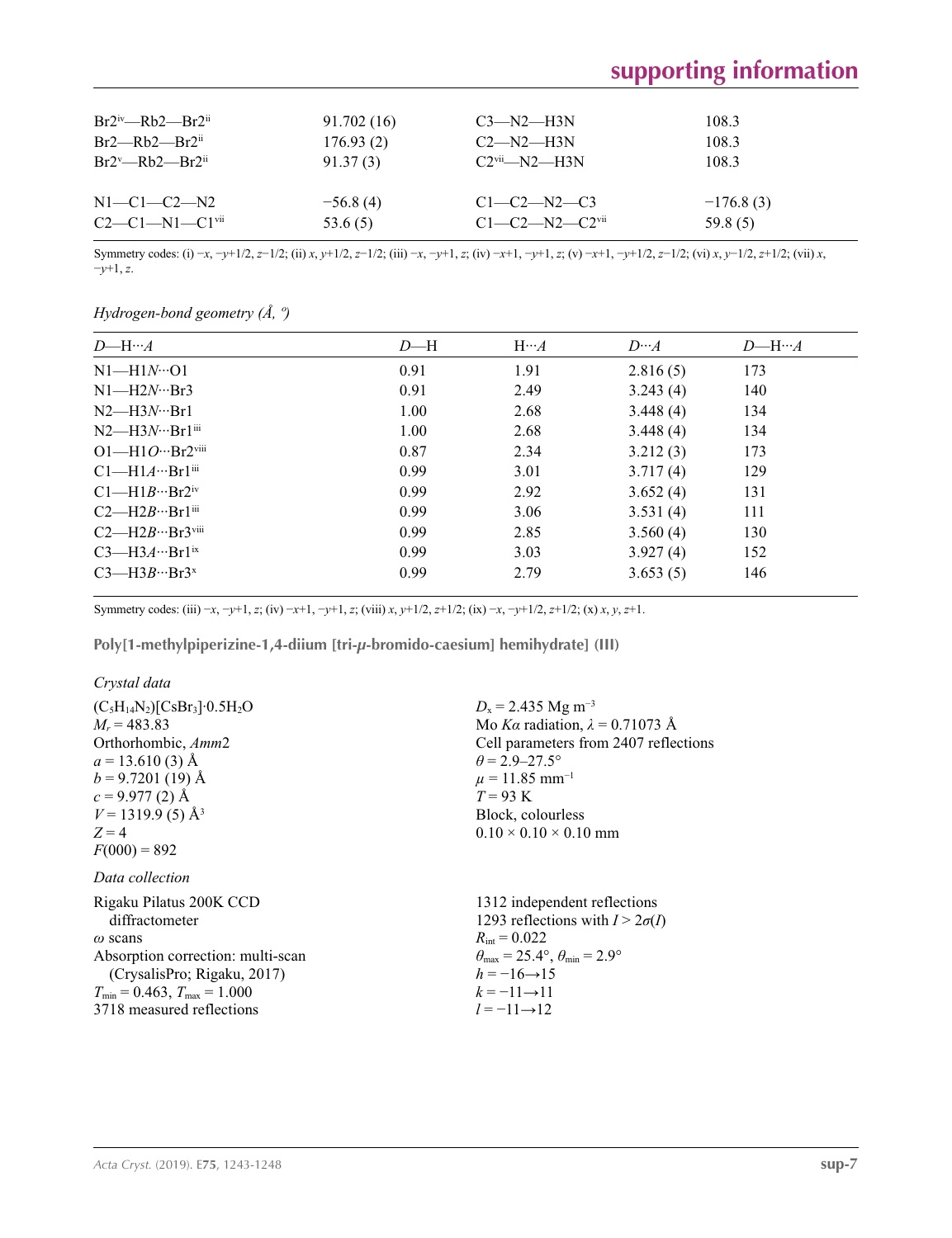| | | | |
|---|---|---|---|
| Br2[iv]—Rb2—Br2[ii] | 91.702 (16) | C3—N2—H3N | 108.3 |
| Br2—Rb2—Br2[ii] | 176.93 (2) | C2—N2—H3N | 108.3 |
| Br2[v]—Rb2—Br2[ii] | 91.37 (3) | C2[vii]—N2—H3N | 108.3 |
| | | | |
| N1—C1—C2—N2 | −56.8 (4) | C1—C2—N2—C3 | −176.8 (3) |
| C2—C1—N1—C1[vii] | 53.6 (5) | C1—C2—N2—C2[vii] | 59.8 (5) |

Symmetry codes: (i) −*x*, −*y*+1/2, *z*−1/2; (ii) *x*, *y*+1/2, *z*−1/2; (iii) −*x*, −*y*+1, *z*; (iv) −*x*+1, −*y*+1, *z*; (v) −*x*+1, −*y*+1/2, *z*−1/2; (vi) *x*, *y*−1/2, *z*+1/2; (vii) *x*, −*y*+1, *z*.

*Hydrogen-bond geometry (Å, º)*

| *D*—H···*A* | *D*—H | H···*A* | *D*···*A* | *D*—H···*A* |
|---|---|---|---|---|
| N1—H1*N*···O1 | 0.91 | 1.91 | 2.816 (5) | 173 |
| N1—H2*N*···Br3 | 0.91 | 2.49 | 3.243 (4) | 140 |
| N2—H3*N*···Br1 | 1.00 | 2.68 | 3.448 (4) | 134 |
| N2—H3*N*···Br1[iii] | 1.00 | 2.68 | 3.448 (4) | 134 |
| O1—H1*O*···Br2[viii] | 0.87 | 2.34 | 3.212 (3) | 173 |
| C1—H1*A*···Br1[iii] | 0.99 | 3.01 | 3.717 (4) | 129 |
| C1—H1*B*···Br2[iv] | 0.99 | 2.92 | 3.652 (4) | 131 |
| C2—H2*B*···Br1[iii] | 0.99 | 3.06 | 3.531 (4) | 111 |
| C2—H2*B*···Br3[viii] | 0.99 | 2.85 | 3.560 (4) | 130 |
| C3—H3*A*···Br1[ix] | 0.99 | 3.03 | 3.927 (4) | 152 |
| C3—H3*B*···Br3[x] | 0.99 | 2.79 | 3.653 (5) | 146 |

Symmetry codes: (iii) −*x*, −*y*+1, *z*; (iv) −*x*+1, −*y*+1, *z*; (viii) *x*, *y*+1/2, *z*+1/2; (ix) −*x*, −*y*+1/2, *z*+1/2; (x) *x*, *y*, *z*+1.

**Poly[1-methylpiperazine-1,4-diium [tri-*μ*-bromido-caesium] hemihydrate] (III)**

*Crystal data*

$(C_5H_{14}N_2)[CsBr_3]\cdot 0.5H_2O$
$M_r = 483.83$
Orthorhombic, *Amm*2
$a = 13.610$ (3) Å
$b = 9.7201$ (19) Å
$c = 9.977$ (2) Å
$V = 1319.9$ (5) Å$^3$
$Z = 4$
$F(000) = 892$
$D_x = 2.435$ Mg m$^{-3}$
Mo $K\alpha$ radiation, $\lambda = 0.71073$ Å
Cell parameters from 2407 reflections
$\theta = 2.9–27.5°$
$\mu = 11.85$ mm$^{-1}$
$T = 93$ K
Block, colourless
0.10 × 0.10 × 0.10 mm

*Data collection*

Rigaku Pilatus 200K CCD diffractometer
$\omega$ scans
Absorption correction: multi-scan (CrysalisPro; Rigaku, 2017)
$T_{min} = 0.463$, $T_{max} = 1.000$
3718 measured reflections
1312 independent reflections
1293 reflections with $I > 2\sigma(I)$
$R_{int} = 0.022$
$\theta_{max} = 25.4°$, $\theta_{min} = 2.9°$
$h = -16 \rightarrow 15$
$k = -11 \rightarrow 11$
$l = -11 \rightarrow 12$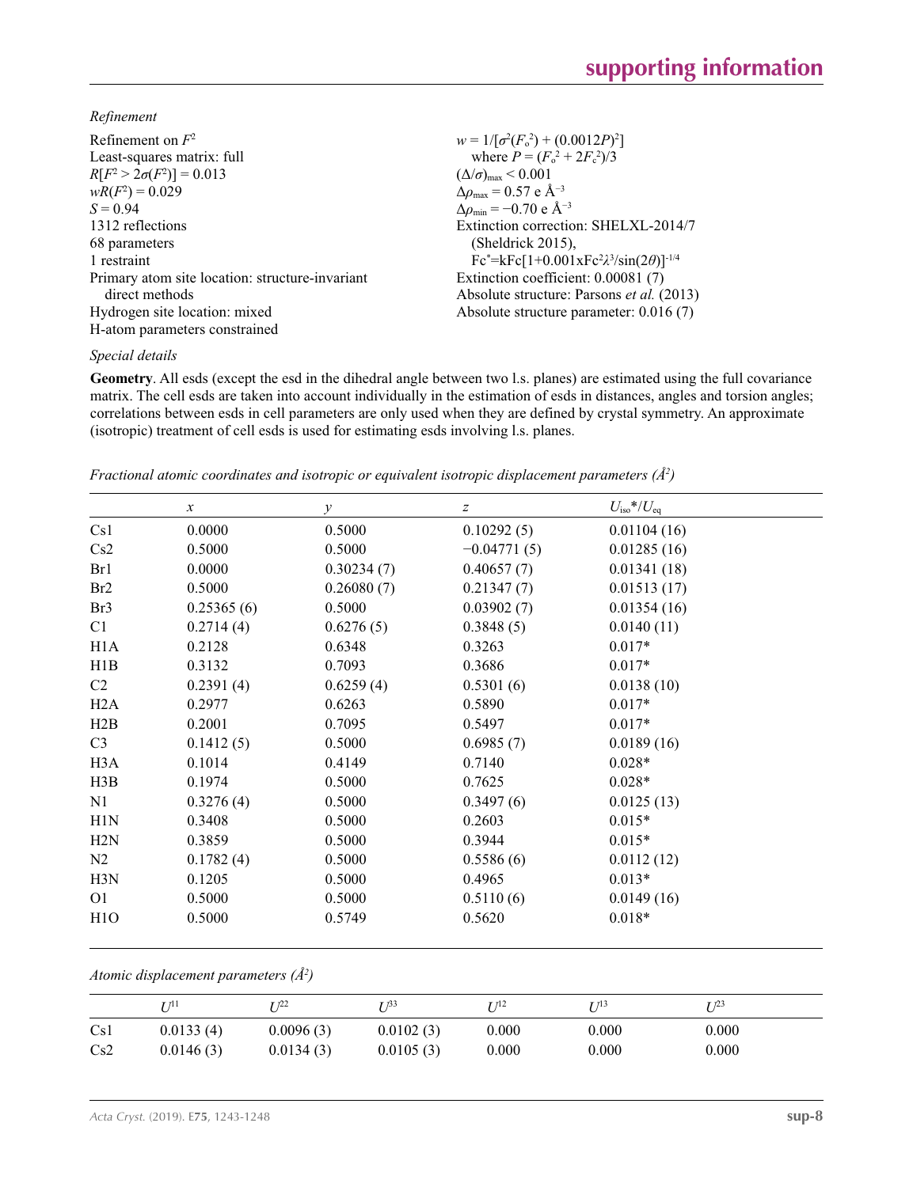*Refinement*

Refinement on $F^2$
Least-squares matrix: full
$R[F^2 > 2\sigma(F^2)] = 0.013$
$wR(F^2) = 0.029$
$S = 0.94$
1312 reflections
68 parameters
1 restraint
Primary atom site location: structure-invariant direct methods
Hydrogen site location: mixed
H-atom parameters constrained

$w = 1/[\sigma^2(F_o^2) + (0.0012P)^2]$
where $P = (F_o^2 + 2F_c^2)/3$
$(\Delta/\sigma)_{max} < 0.001$
$\Delta\rho_{max} = 0.57$ e Å$^{-3}$
$\Delta\rho_{min} = -0.70$ e Å$^{-3}$
Extinction correction: SHELXL-2014/7 (Sheldrick 2015), $Fc^*=kFc[1+0.001xFc^2\lambda^3/\sin(2\theta)]^{-1/4}$
Extinction coefficient: 0.00081 (7)
Absolute structure: Parsons *et al.* (2013)
Absolute structure parameter: 0.016 (7)

*Special details*

**Geometry**. All esds (except the esd in the dihedral angle between two l.s. planes) are estimated using the full covariance matrix. The cell esds are taken into account individually in the estimation of esds in distances, angles and torsion angles; correlations between esds in cell parameters are only used when they are defined by crystal symmetry. An approximate (isotropic) treatment of cell esds is used for estimating esds involving l.s. planes.

*Fractional atomic coordinates and isotropic or equivalent isotropic displacement parameters (Å$^2$)*

| | $x$ | $y$ | $z$ | $U_{iso}$\*/$U_{eq}$ |
|---|---|---|---|---|
| Cs1 | 0.0000 | 0.5000 | 0.10292 (5) | 0.01104 (16) |
| Cs2 | 0.5000 | 0.5000 | −0.04771 (5) | 0.01285 (16) |
| Br1 | 0.0000 | 0.30234 (7) | 0.40657 (7) | 0.01341 (18) |
| Br2 | 0.5000 | 0.26080 (7) | 0.21347 (7) | 0.01513 (17) |
| Br3 | 0.25365 (6) | 0.5000 | 0.03902 (7) | 0.01354 (16) |
| C1 | 0.2714 (4) | 0.6276 (5) | 0.3848 (5) | 0.0140 (11) |
| H1A | 0.2128 | 0.6348 | 0.3263 | 0.017\* |
| H1B | 0.3132 | 0.7093 | 0.3686 | 0.017\* |
| C2 | 0.2391 (4) | 0.6259 (4) | 0.5301 (6) | 0.0138 (10) |
| H2A | 0.2977 | 0.6263 | 0.5890 | 0.017\* |
| H2B | 0.2001 | 0.7095 | 0.5497 | 0.017\* |
| C3 | 0.1412 (5) | 0.5000 | 0.6985 (7) | 0.0189 (16) |
| H3A | 0.1014 | 0.4149 | 0.7140 | 0.028\* |
| H3B | 0.1974 | 0.5000 | 0.7625 | 0.028\* |
| N1 | 0.3276 (4) | 0.5000 | 0.3497 (6) | 0.0125 (13) |
| H1N | 0.3408 | 0.5000 | 0.2603 | 0.015\* |
| H2N | 0.3859 | 0.5000 | 0.3944 | 0.015\* |
| N2 | 0.1782 (4) | 0.5000 | 0.5586 (6) | 0.0112 (12) |
| H3N | 0.1205 | 0.5000 | 0.4965 | 0.013\* |
| O1 | 0.5000 | 0.5000 | 0.5110 (6) | 0.0149 (16) |
| H1O | 0.5000 | 0.5749 | 0.5620 | 0.018\* |

*Atomic displacement parameters (Å$^2$)*

| | $U^{11}$ | $U^{22}$ | $U^{33}$ | $U^{12}$ | $U^{13}$ | $U^{23}$ |
|---|---|---|---|---|---|---|
| Cs1 | 0.0133 (4) | 0.0096 (3) | 0.0102 (3) | 0.000 | 0.000 | 0.000 |
| Cs2 | 0.0146 (3) | 0.0134 (3) | 0.0105 (3) | 0.000 | 0.000 | 0.000 |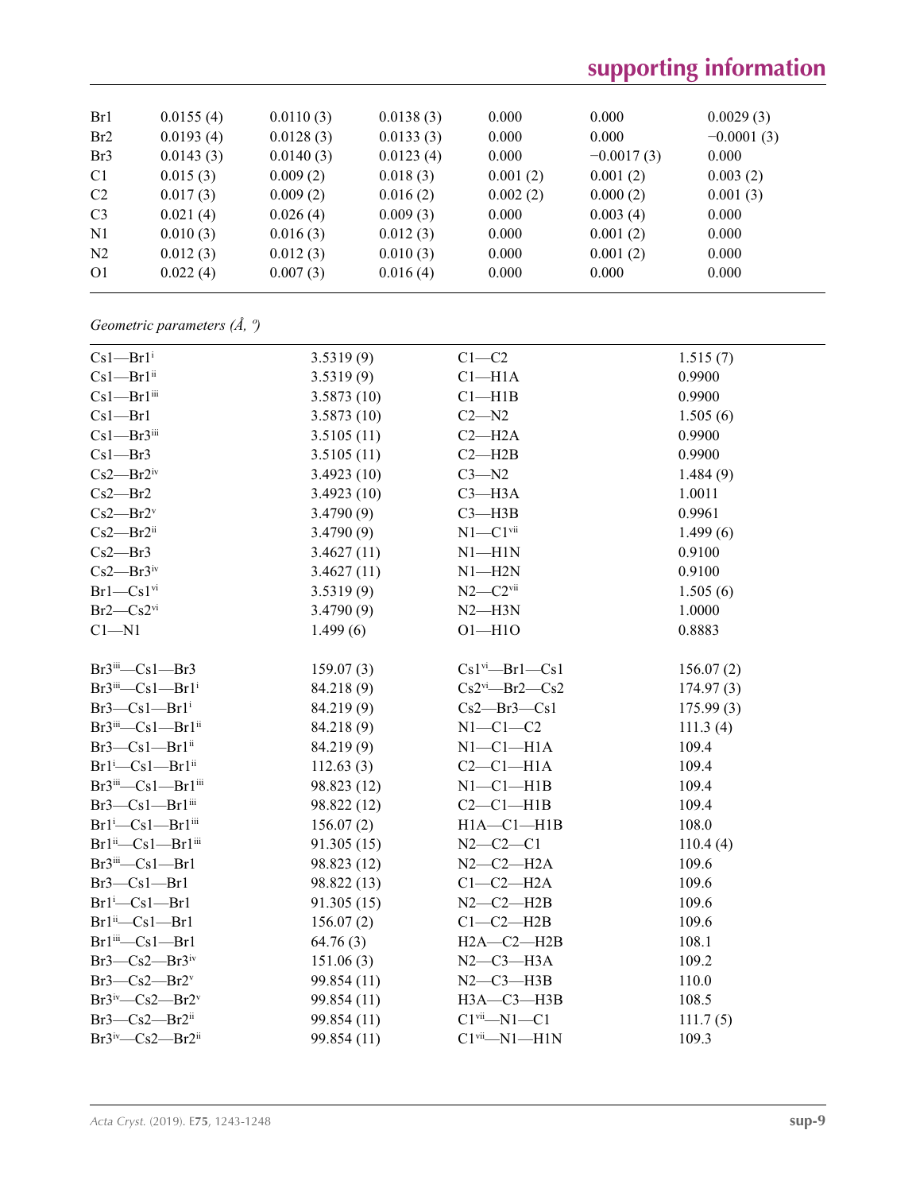| | | | | | | |
|---|---|---|---|---|---|---|
| Br1 | 0.0155 (4) | 0.0110 (3) | 0.0138 (3) | 0.000 | 0.000 | 0.0029 (3) |
| Br2 | 0.0193 (4) | 0.0128 (3) | 0.0133 (3) | 0.000 | 0.000 | −0.0001 (3) |
| Br3 | 0.0143 (3) | 0.0140 (3) | 0.0123 (4) | 0.000 | −0.0017 (3) | 0.000 |
| C1 | 0.015 (3) | 0.009 (2) | 0.018 (3) | 0.001 (2) | 0.001 (2) | 0.003 (2) |
| C2 | 0.017 (3) | 0.009 (2) | 0.016 (2) | 0.002 (2) | 0.000 (2) | 0.001 (3) |
| C3 | 0.021 (4) | 0.026 (4) | 0.009 (3) | 0.000 | 0.003 (4) | 0.000 |
| N1 | 0.010 (3) | 0.016 (3) | 0.012 (3) | 0.000 | 0.001 (2) | 0.000 |
| N2 | 0.012 (3) | 0.012 (3) | 0.010 (3) | 0.000 | 0.001 (2) | 0.000 |
| O1 | 0.022 (4) | 0.007 (3) | 0.016 (4) | 0.000 | 0.000 | 0.000 |

*Geometric parameters (Å, º)*

| | | | |
|---|---|---|---|
| Cs1—Br1$^{i}$ | 3.5319 (9) | C1—C2 | 1.515 (7) |
| Cs1—Br1$^{ii}$ | 3.5319 (9) | C1—H1A | 0.9900 |
| Cs1—Br1$^{iii}$ | 3.5873 (10) | C1—H1B | 0.9900 |
| Cs1—Br1 | 3.5873 (10) | C2—N2 | 1.505 (6) |
| Cs1—Br3$^{iii}$ | 3.5105 (11) | C2—H2A | 0.9900 |
| Cs1—Br3 | 3.5105 (11) | C2—H2B | 0.9900 |
| Cs2—Br2$^{iv}$ | 3.4923 (10) | C3—N2 | 1.484 (9) |
| Cs2—Br2 | 3.4923 (10) | C3—H3A | 1.0011 |
| Cs2—Br2$^{v}$ | 3.4790 (9) | C3—H3B | 0.9961 |
| Cs2—Br2$^{ii}$ | 3.4790 (9) | N1—C1$^{vii}$ | 1.499 (6) |
| Cs2—Br3 | 3.4627 (11) | N1—H1N | 0.9100 |
| Cs2—Br3$^{iv}$ | 3.4627 (11) | N1—H2N | 0.9100 |
| Br1—Cs1$^{vi}$ | 3.5319 (9) | N2—C2$^{vii}$ | 1.505 (6) |
| Br2—Cs2$^{vi}$ | 3.4790 (9) | N2—H3N | 1.0000 |
| C1—N1 | 1.499 (6) | O1—H1O | 0.8883 |
| | | | |
| Br3$^{iii}$—Cs1—Br3 | 159.07 (3) | Cs1$^{vi}$—Br1—Cs1 | 156.07 (2) |
| Br3$^{iii}$—Cs1—Br1$^{i}$ | 84.218 (9) | Cs2$^{vi}$—Br2—Cs2 | 174.97 (3) |
| Br3—Cs1—Br1$^{i}$ | 84.219 (9) | Cs2—Br3—Cs1 | 175.99 (3) |
| Br3$^{iii}$—Cs1—Br1$^{ii}$ | 84.218 (9) | N1—C1—C2 | 111.3 (4) |
| Br3—Cs1—Br1$^{ii}$ | 84.219 (9) | N1—C1—H1A | 109.4 |
| Br1$^{i}$—Cs1—Br1$^{ii}$ | 112.63 (3) | C2—C1—H1A | 109.4 |
| Br3$^{iii}$—Cs1—Br1$^{iii}$ | 98.823 (12) | N1—C1—H1B | 109.4 |
| Br3—Cs1—Br1$^{iii}$ | 98.822 (12) | C2—C1—H1B | 109.4 |
| Br1$^{i}$—Cs1—Br1$^{iii}$ | 156.07 (2) | H1A—C1—H1B | 108.0 |
| Br1$^{ii}$—Cs1—Br1$^{iii}$ | 91.305 (15) | N2—C2—C1 | 110.4 (4) |
| Br3$^{iii}$—Cs1—Br1 | 98.823 (12) | N2—C2—H2A | 109.6 |
| Br3—Cs1—Br1 | 98.822 (13) | C1—C2—H2A | 109.6 |
| Br1$^{i}$—Cs1—Br1 | 91.305 (15) | N2—C2—H2B | 109.6 |
| Br1$^{ii}$—Cs1—Br1 | 156.07 (2) | C1—C2—H2B | 109.6 |
| Br1$^{iii}$—Cs1—Br1 | 64.76 (3) | H2A—C2—H2B | 108.1 |
| Br3—Cs2—Br3$^{iv}$ | 151.06 (3) | N2—C3—H3A | 109.2 |
| Br3—Cs2—Br2$^{v}$ | 99.854 (11) | N2—C3—H3B | 110.0 |
| Br3$^{iv}$—Cs2—Br2$^{v}$ | 99.854 (11) | H3A—C3—H3B | 108.5 |
| Br3—Cs2—Br2$^{ii}$ | 99.854 (11) | C1$^{vii}$—N1—C1 | 111.7 (5) |
| Br3$^{iv}$—Cs2—Br2$^{ii}$ | 99.854 (11) | C1$^{vii}$—N1—H1N | 109.3 |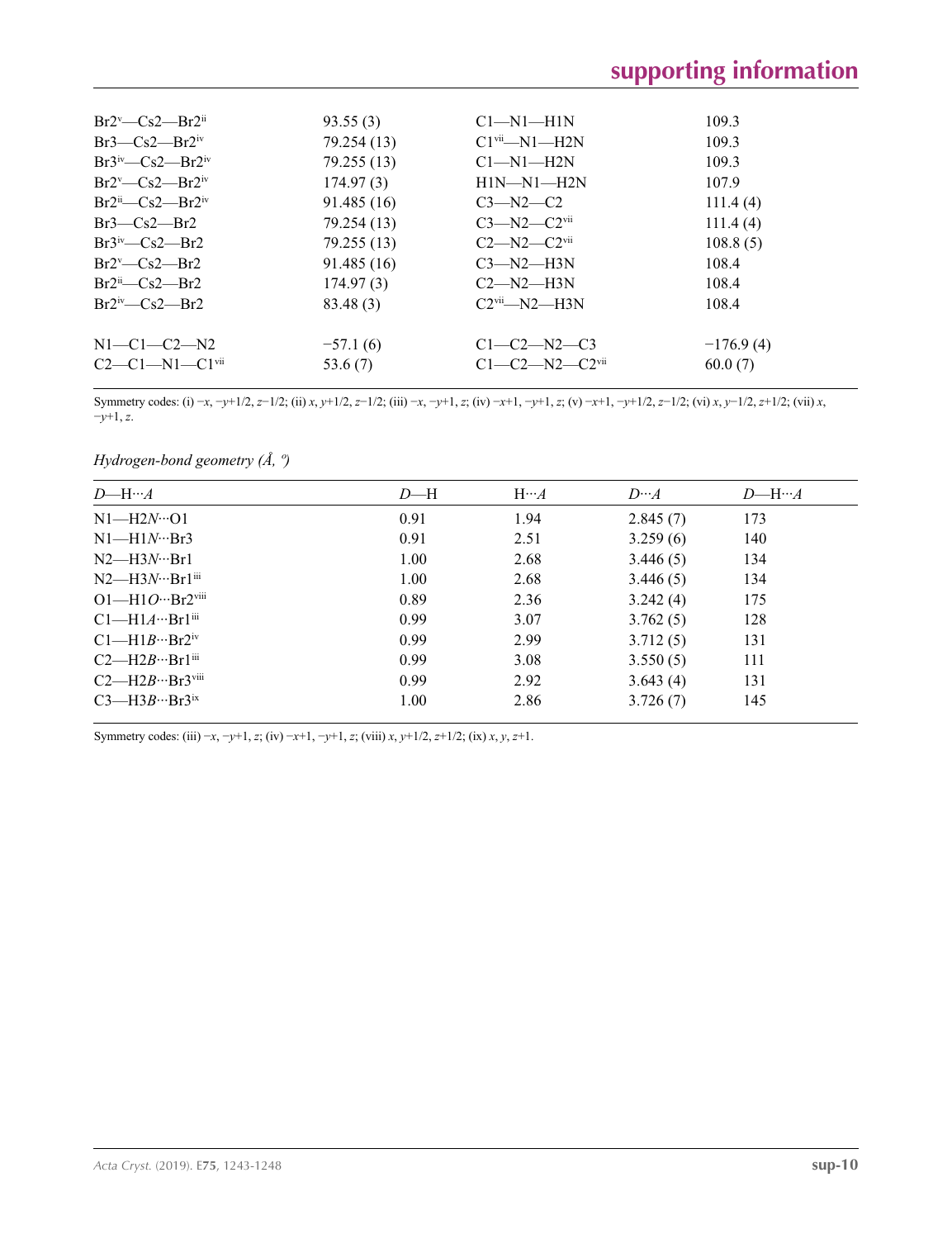| | | | |
|---|---|---|---|
| Br2$^{v}$—Cs2—Br2$^{ii}$ | 93.55 (3) | C1—N1—H1N | 109.3 |
| Br3—Cs2—Br2$^{iv}$ | 79.254 (13) | C1$^{vii}$—N1—H2N | 109.3 |
| Br3$^{iv}$—Cs2—Br2$^{iv}$ | 79.255 (13) | C1—N1—H2N | 109.3 |
| Br2$^{v}$—Cs2—Br2$^{iv}$ | 174.97 (3) | H1N—N1—H2N | 107.9 |
| Br2$^{ii}$—Cs2—Br2$^{iv}$ | 91.485 (16) | C3—N2—C2 | 111.4 (4) |
| Br3—Cs2—Br2 | 79.254 (13) | C3—N2—C2$^{vii}$ | 111.4 (4) |
| Br3$^{iv}$—Cs2—Br2 | 79.255 (13) | C2—N2—C2$^{vii}$ | 108.8 (5) |
| Br2$^{v}$—Cs2—Br2 | 91.485 (16) | C3—N2—H3N | 108.4 |
| Br2$^{ii}$—Cs2—Br2 | 174.97 (3) | C2—N2—H3N | 108.4 |
| Br2$^{iv}$—Cs2—Br2 | 83.48 (3) | C2$^{vii}$—N2—H3N | 108.4 |
| | | | |
| N1—C1—C2—N2 | −57.1 (6) | C1—C2—N2—C3 | −176.9 (4) |
| C2—C1—N1—C1$^{vii}$ | 53.6 (7) | C1—C2—N2—C2$^{vii}$ | 60.0 (7) |

Symmetry codes: (i) −*x*, −*y*+1/2, *z*−1/2; (ii) *x*, *y*+1/2, *z*−1/2; (iii) −*x*, −*y*+1, *z*; (iv) −*x*+1, −*y*+1, *z*; (v) −*x*+1, −*y*+1/2, *z*−1/2; (vi) *x*, *y*−1/2, *z*+1/2; (vii) *x*, −*y*+1, *z*.

*Hydrogen-bond geometry (Å, º)*

| *D*—H···*A* | *D*—H | H···*A* | *D*···*A* | *D*—H···*A* |
|---|---|---|---|---|
| N1—H2*N*···O1 | 0.91 | 1.94 | 2.845 (7) | 173 |
| N1—H1*N*···Br3 | 0.91 | 2.51 | 3.259 (6) | 140 |
| N2—H3*N*···Br1 | 1.00 | 2.68 | 3.446 (5) | 134 |
| N2—H3*N*···Br1$^{iii}$ | 1.00 | 2.68 | 3.446 (5) | 134 |
| O1—H1*O*···Br2$^{viii}$ | 0.89 | 2.36 | 3.242 (4) | 175 |
| C1—H1*A*···Br1$^{iii}$ | 0.99 | 3.07 | 3.762 (5) | 128 |
| C1—H1*B*···Br2$^{iv}$ | 0.99 | 2.99 | 3.712 (5) | 131 |
| C2—H2*B*···Br1$^{iii}$ | 0.99 | 3.08 | 3.550 (5) | 111 |
| C2—H2*B*···Br3$^{viii}$ | 0.99 | 2.92 | 3.643 (4) | 131 |
| C3—H3*B*···Br3$^{ix}$ | 1.00 | 2.86 | 3.726 (7) | 145 |

Symmetry codes: (iii) −*x*, −*y*+1, *z*; (iv) −*x*+1, −*y*+1, *z*; (viii) *x*, *y*+1/2, *z*+1/2; (ix) *x*, *y*, *z*+1.